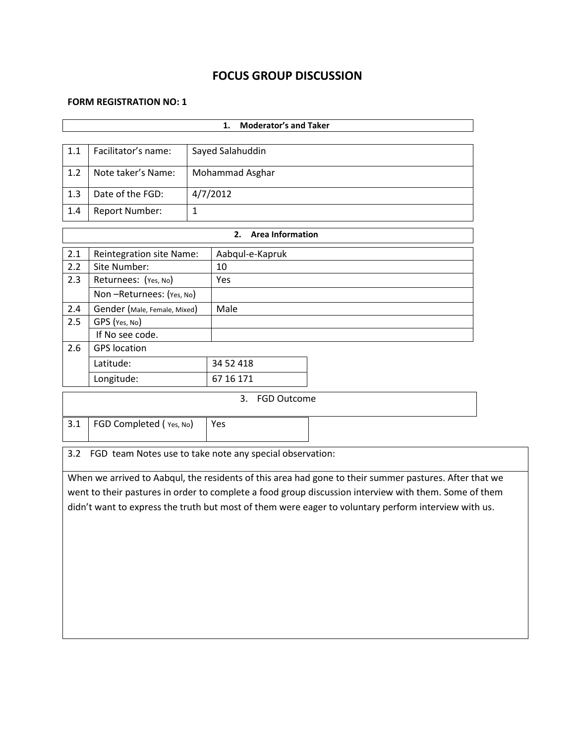# FOCUS GROUP DISCUSSION

**FORM REGISTRATION NO: 1**

| **1. Moderator's and Taker** | | |
|---|---|---|
| 1.1 | Facilitator's name: | Sayed Salahuddin |
| 1.2 | Note taker's Name: | Mohammad Asghar |
| 1.3 | Date of the FGD: | 4/7/2012 |
| 1.4 | Report Number: | 1 |

| **2. Area Information** | | |
|---|---|---|
| 2.1 | Reintegration site Name: | Aabqul-e-Kapruk |
| 2.2 | Site Number: | 10 |
| 2.3 | Returnees: (Yes, No) | Yes |
| | Non –Returnees: (Yes, No) | |
| 2.4 | Gender (Male, Female, Mixed) | Male |
| 2.5 | GPS (Yes, No) | |
| | If No see code. | |
| 2.6 | GPS location | |
| | Latitude: | 34 52 418 |
| | Longitude: | 67 16 171 |

| 3. FGD Outcome | | |
|---|---|---|
| 3.1 | FGD Completed ( Yes, No) | Yes |

3.2 FGD team Notes use to take note any special observation:

When we arrived to Aabqul, the residents of this area had gone to their summer pastures. After that we went to their pastures in order to complete a food group discussion interview with them. Some of them didn't want to express the truth but most of them were eager to voluntary perform interview with us.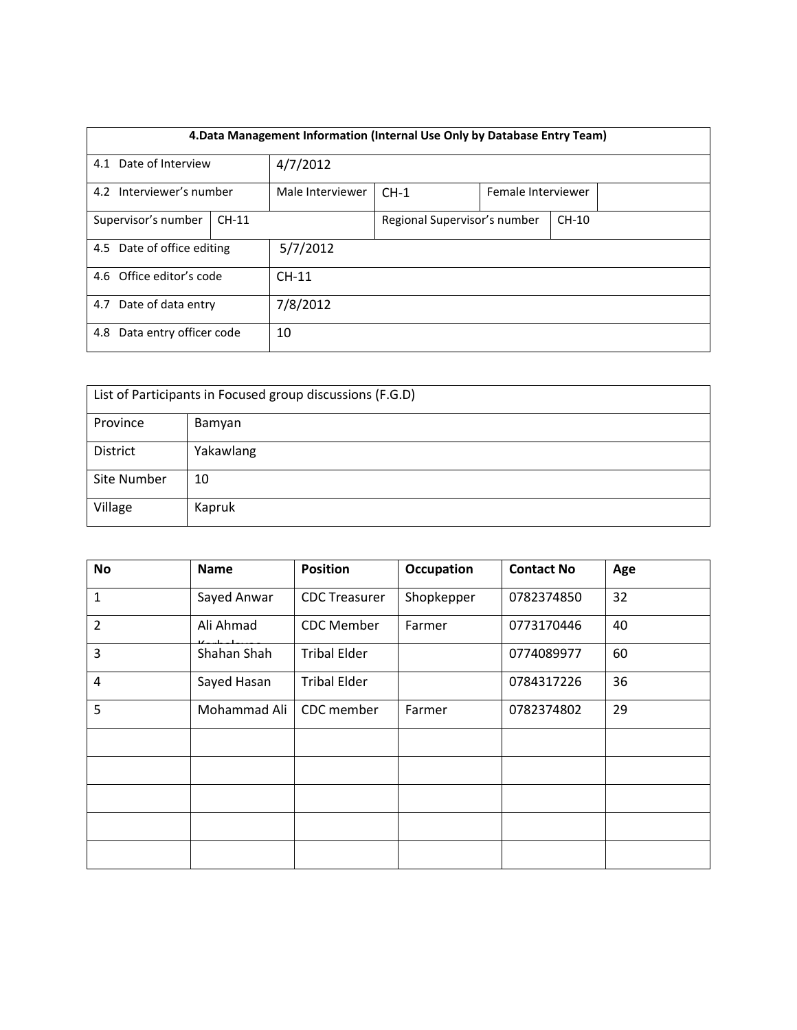| 4.Data Management Information (Internal Use Only by Database Entry Team) | | | | | |
|---|---|---|---|---|---|
| 4.1 Date of Interview | 4/7/2012 | | | | |
| 4.2 Interviewer's number | Male Interviewer | CH-1 | Female Interviewer | | |
| Supervisor's number | CH-11 | | Regional Supervisor's number | CH-10 | |
| 4.5 Date of office editing | 5/7/2012 | | | | |
| 4.6 Office editor's code | CH-11 | | | | |
| 4.7 Date of data entry | 7/8/2012 | | | | |
| 4.8 Data entry officer code | 10 | | | | |

| List of Participants in Focused group discussions (F.G.D) | |
|---|---|
| Province | Bamyan |
| District | Yakawlang |
| Site Number | 10 |
| Village | Kapruk |

| No | Name | Position | Occupation | Contact No | Age |
|---|---|---|---|---|---|
| 1 | Sayed Anwar | CDC Treasurer | Shopkepper | 0782374850 | 32 |
| 2 | Ali Ahmad Karbalayee | CDC Member | Farmer | 0773170446 | 40 |
| 3 | Shahan Shah | Tribal Elder | | 0774089977 | 60 |
| 4 | Sayed Hasan | Tribal Elder | | 0784317226 | 36 |
| 5 | Mohammad Ali | CDC member | Farmer | 0782374802 | 29 |
| | | | | | |
| | | | | | |
| | | | | | |
| | | | | | |
| | | | | | |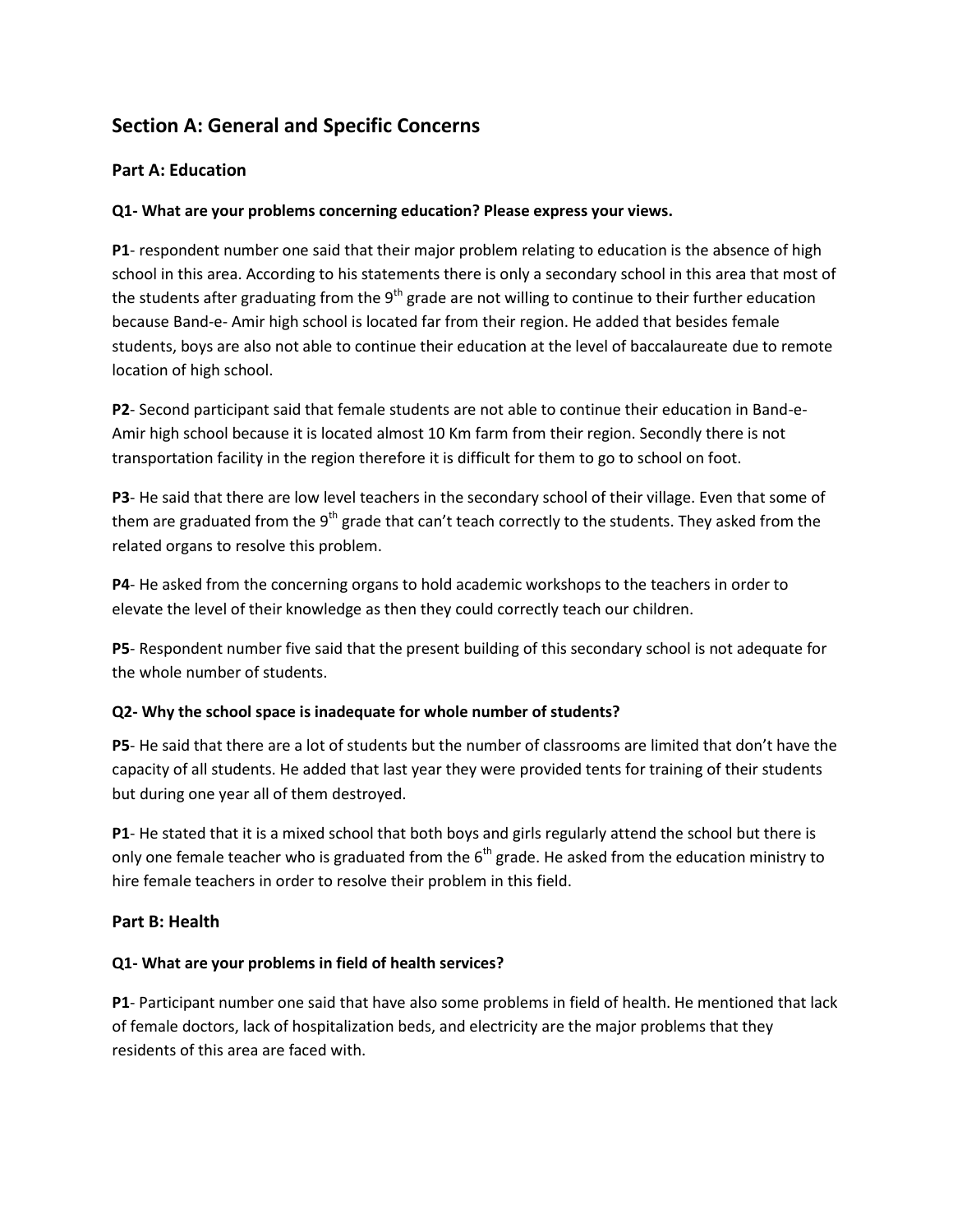## Section A: General and Specific Concerns

### Part A: Education

**Q1- What are your problems concerning education? Please express your views.**

**P1**- respondent number one said that their major problem relating to education is the absence of high school in this area. According to his statements there is only a secondary school in this area that most of the students after graduating from the 9th grade are not willing to continue to their further education because Band-e- Amir high school is located far from their region. He added that besides female students, boys are also not able to continue their education at the level of baccalaureate due to remote location of high school.

**P2**- Second participant said that female students are not able to continue their education in Band-e-Amir high school because it is located almost 10 Km farm from their region. Secondly there is not transportation facility in the region therefore it is difficult for them to go to school on foot.

**P3**- He said that there are low level teachers in the secondary school of their village. Even that some of them are graduated from the 9th grade that can't teach correctly to the students. They asked from the related organs to resolve this problem.

**P4**- He asked from the concerning organs to hold academic workshops to the teachers in order to elevate the level of their knowledge as then they could correctly teach our children.

**P5**- Respondent number five said that the present building of this secondary school is not adequate for the whole number of students.

**Q2- Why the school space is inadequate for whole number of students?**

**P5**- He said that there are a lot of students but the number of classrooms are limited that don't have the capacity of all students. He added that last year they were provided tents for training of their students but during one year all of them destroyed.

**P1**- He stated that it is a mixed school that both boys and girls regularly attend the school but there is only one female teacher who is graduated from the 6th grade. He asked from the education ministry to hire female teachers in order to resolve their problem in this field.

### Part B: Health

**Q1- What are your problems in field of health services?**

**P1**- Participant number one said that have also some problems in field of health. He mentioned that lack of female doctors, lack of hospitalization beds, and electricity are the major problems that they residents of this area are faced with.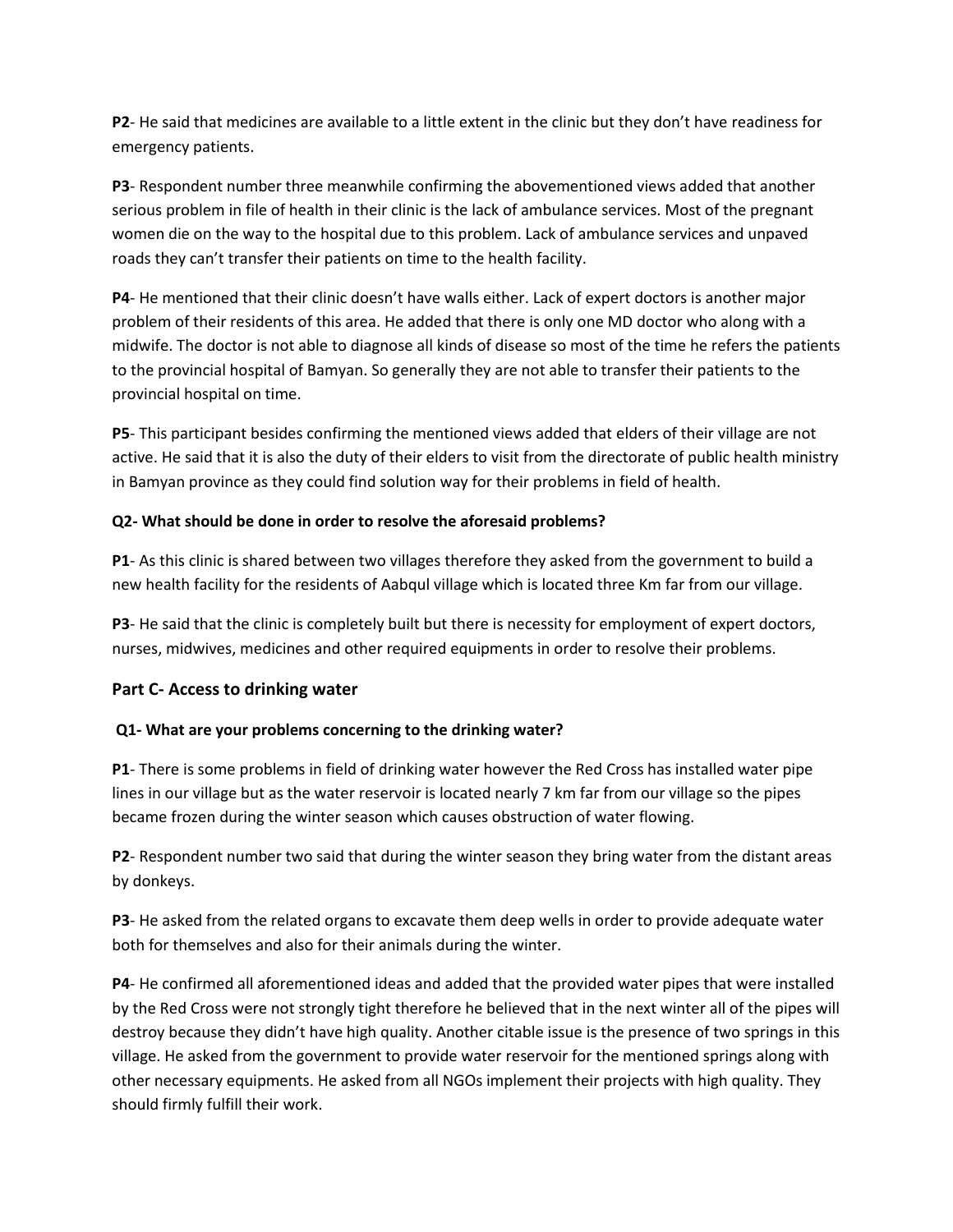**P2**- He said that medicines are available to a little extent in the clinic but they don't have readiness for emergency patients.

**P3**- Respondent number three meanwhile confirming the abovementioned views added that another serious problem in file of health in their clinic is the lack of ambulance services. Most of the pregnant women die on the way to the hospital due to this problem. Lack of ambulance services and unpaved roads they can't transfer their patients on time to the health facility.

**P4**- He mentioned that their clinic doesn't have walls either. Lack of expert doctors is another major problem of their residents of this area. He added that there is only one MD doctor who along with a midwife. The doctor is not able to diagnose all kinds of disease so most of the time he refers the patients to the provincial hospital of Bamyan. So generally they are not able to transfer their patients to the provincial hospital on time.

**P5**- This participant besides confirming the mentioned views added that elders of their village are not active. He said that it is also the duty of their elders to visit from the directorate of public health ministry in Bamyan province as they could find solution way for their problems in field of health.

**Q2- What should be done in order to resolve the aforesaid problems?**

**P1**- As this clinic is shared between two villages therefore they asked from the government to build a new health facility for the residents of Aabqul village which is located three Km far from our village.

**P3**- He said that the clinic is completely built but there is necessity for employment of expert doctors, nurses, midwives, medicines and other required equipments in order to resolve their problems.

## Part C- Access to drinking water

**Q1- What are your problems concerning to the drinking water?**

**P1**- There is some problems in field of drinking water however the Red Cross has installed water pipe lines in our village but as the water reservoir is located nearly 7 km far from our village so the pipes became frozen during the winter season which causes obstruction of water flowing.

**P2**- Respondent number two said that during the winter season they bring water from the distant areas by donkeys.

**P3**- He asked from the related organs to excavate them deep wells in order to provide adequate water both for themselves and also for their animals during the winter.

**P4**- He confirmed all aforementioned ideas and added that the provided water pipes that were installed by the Red Cross were not strongly tight therefore he believed that in the next winter all of the pipes will destroy because they didn't have high quality. Another citable issue is the presence of two springs in this village. He asked from the government to provide water reservoir for the mentioned springs along with other necessary equipments. He asked from all NGOs implement their projects with high quality. They should firmly fulfill their work.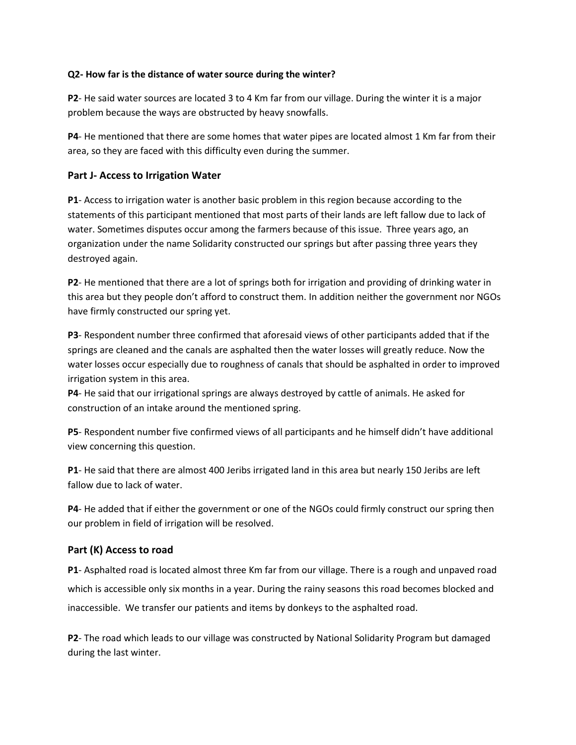**Q2- How far is the distance of water source during the winter?**

**P2**- He said water sources are located 3 to 4 Km far from our village. During the winter it is a major problem because the ways are obstructed by heavy snowfalls.

**P4**- He mentioned that there are some homes that water pipes are located almost 1 Km far from their area, so they are faced with this difficulty even during the summer.

## Part J- Access to Irrigation Water

**P1**- Access to irrigation water is another basic problem in this region because according to the statements of this participant mentioned that most parts of their lands are left fallow due to lack of water. Sometimes disputes occur among the farmers because of this issue. Three years ago, an organization under the name Solidarity constructed our springs but after passing three years they destroyed again.

**P2**- He mentioned that there are a lot of springs both for irrigation and providing of drinking water in this area but they people don't afford to construct them. In addition neither the government nor NGOs have firmly constructed our spring yet.

**P3**- Respondent number three confirmed that aforesaid views of other participants added that if the springs are cleaned and the canals are asphalted then the water losses will greatly reduce. Now the water losses occur especially due to roughness of canals that should be asphalted in order to improved irrigation system in this area.

**P4**- He said that our irrigational springs are always destroyed by cattle of animals. He asked for construction of an intake around the mentioned spring.

**P5**- Respondent number five confirmed views of all participants and he himself didn't have additional view concerning this question.

**P1**- He said that there are almost 400 Jeribs irrigated land in this area but nearly 150 Jeribs are left fallow due to lack of water.

**P4**- He added that if either the government or one of the NGOs could firmly construct our spring then our problem in field of irrigation will be resolved.

## Part (K) Access to road

**P1**- Asphalted road is located almost three Km far from our village. There is a rough and unpaved road which is accessible only six months in a year. During the rainy seasons this road becomes blocked and inaccessible. We transfer our patients and items by donkeys to the asphalted road.

**P2**- The road which leads to our village was constructed by National Solidarity Program but damaged during the last winter.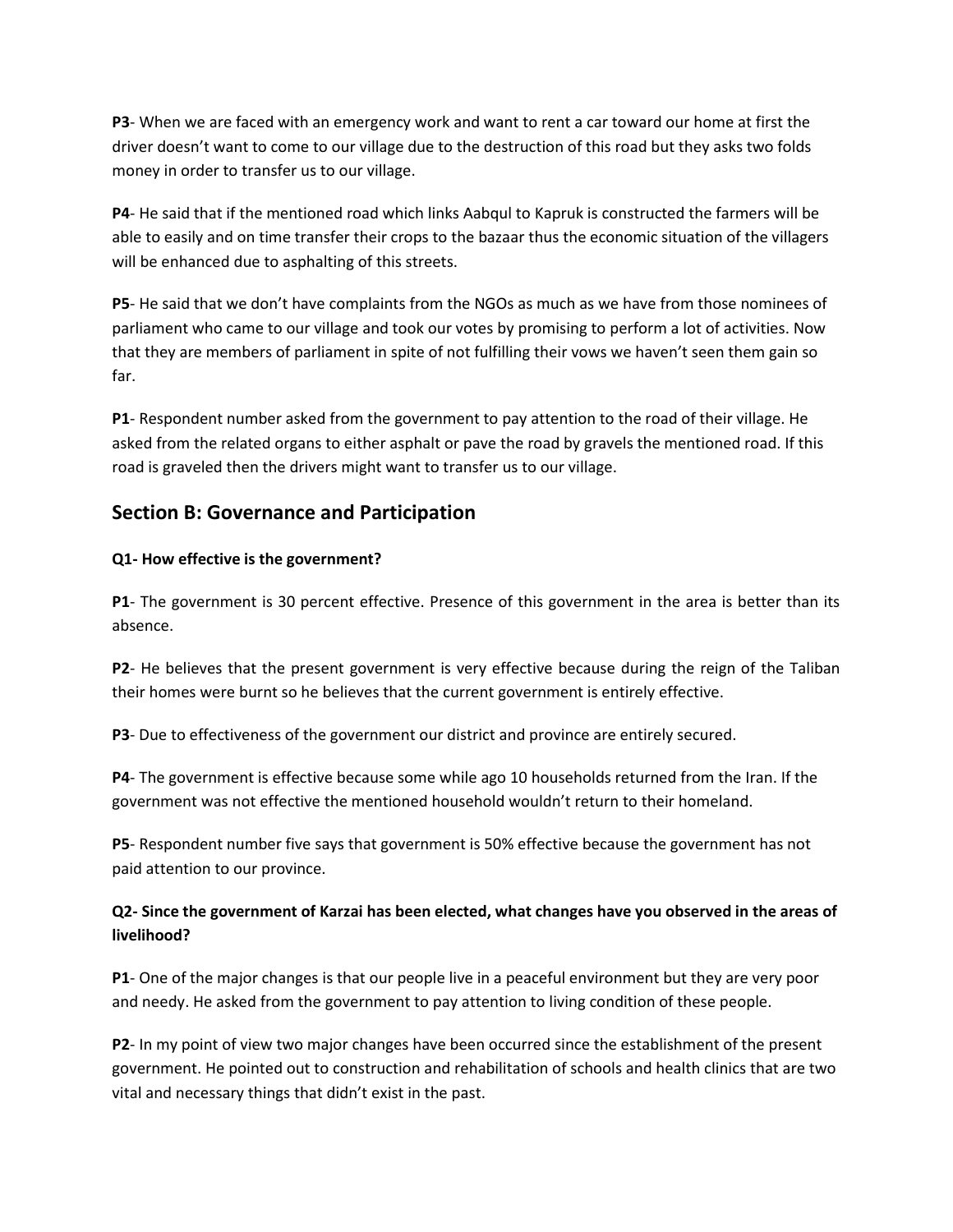**P3**- When we are faced with an emergency work and want to rent a car toward our home at first the driver doesn't want to come to our village due to the destruction of this road but they asks two folds money in order to transfer us to our village.

**P4**- He said that if the mentioned road which links Aabqul to Kapruk is constructed the farmers will be able to easily and on time transfer their crops to the bazaar thus the economic situation of the villagers will be enhanced due to asphalting of this streets.

**P5**- He said that we don't have complaints from the NGOs as much as we have from those nominees of parliament who came to our village and took our votes by promising to perform a lot of activities. Now that they are members of parliament in spite of not fulfilling their vows we haven't seen them gain so far.

**P1**- Respondent number asked from the government to pay attention to the road of their village. He asked from the related organs to either asphalt or pave the road by gravels the mentioned road. If this road is graveled then the drivers might want to transfer us to our village.

## Section B: Governance and Participation

**Q1- How effective is the government?**

**P1**- The government is 30 percent effective. Presence of this government in the area is better than its absence.

**P2**- He believes that the present government is very effective because during the reign of the Taliban their homes were burnt so he believes that the current government is entirely effective.

**P3**- Due to effectiveness of the government our district and province are entirely secured.

**P4**- The government is effective because some while ago 10 households returned from the Iran. If the government was not effective the mentioned household wouldn't return to their homeland.

**P5**- Respondent number five says that government is 50% effective because the government has not paid attention to our province.

**Q2- Since the government of Karzai has been elected, what changes have you observed in the areas of livelihood?**

**P1**- One of the major changes is that our people live in a peaceful environment but they are very poor and needy. He asked from the government to pay attention to living condition of these people.

**P2**- In my point of view two major changes have been occurred since the establishment of the present government. He pointed out to construction and rehabilitation of schools and health clinics that are two vital and necessary things that didn't exist in the past.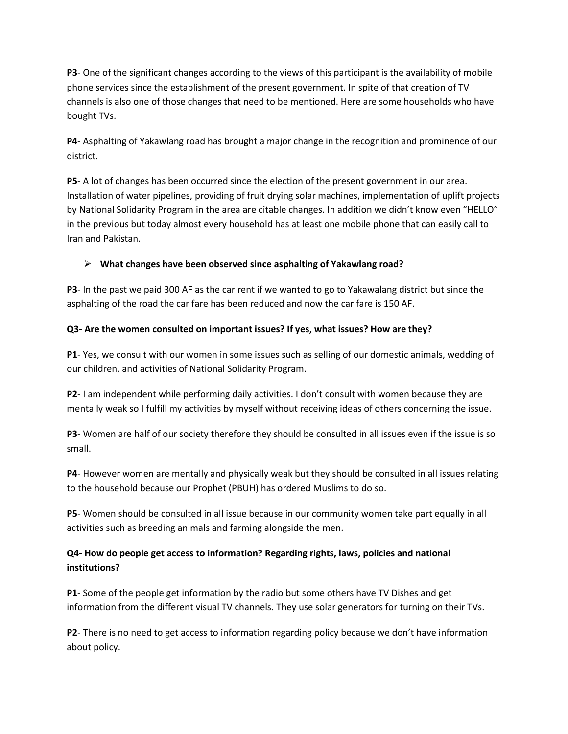**P3**- One of the significant changes according to the views of this participant is the availability of mobile phone services since the establishment of the present government. In spite of that creation of TV channels is also one of those changes that need to be mentioned. Here are some households who have bought TVs.

**P4**- Asphalting of Yakawlang road has brought a major change in the recognition and prominence of our district.

**P5**- A lot of changes has been occurred since the election of the present government in our area. Installation of water pipelines, providing of fruit drying solar machines, implementation of uplift projects by National Solidarity Program in the area are citable changes. In addition we didn't know even "HELLO" in the previous but today almost every household has at least one mobile phone that can easily call to Iran and Pakistan.

- **What changes have been observed since asphalting of Yakawlang road?**

**P3**- In the past we paid 300 AF as the car rent if we wanted to go to Yakawalang district but since the asphalting of the road the car fare has been reduced and now the car fare is 150 AF.

**Q3- Are the women consulted on important issues? If yes, what issues? How are they?**

**P1**- Yes, we consult with our women in some issues such as selling of our domestic animals, wedding of our children, and activities of National Solidarity Program.

**P2**- I am independent while performing daily activities. I don't consult with women because they are mentally weak so I fulfill my activities by myself without receiving ideas of others concerning the issue.

**P3**- Women are half of our society therefore they should be consulted in all issues even if the issue is so small.

**P4**- However women are mentally and physically weak but they should be consulted in all issues relating to the household because our Prophet (PBUH) has ordered Muslims to do so.

**P5**- Women should be consulted in all issue because in our community women take part equally in all activities such as breeding animals and farming alongside the men.

**Q4- How do people get access to information? Regarding rights, laws, policies and national institutions?**

**P1**- Some of the people get information by the radio but some others have TV Dishes and get information from the different visual TV channels. They use solar generators for turning on their TVs.

**P2**- There is no need to get access to information regarding policy because we don't have information about policy.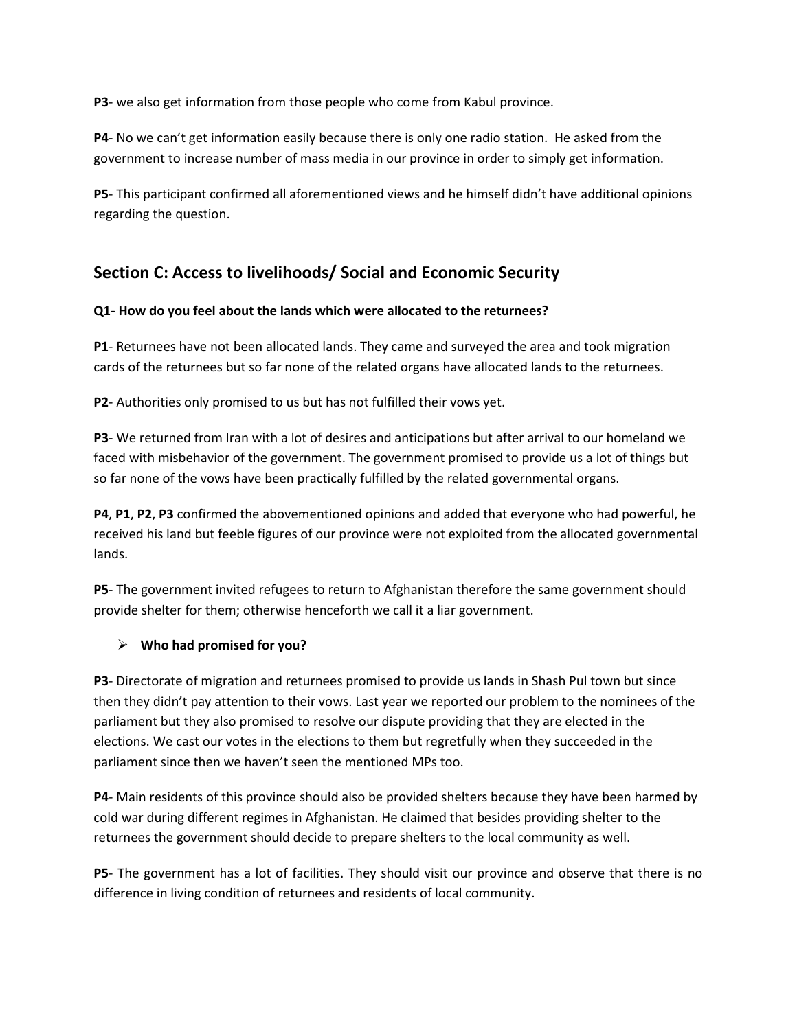**P3**- we also get information from those people who come from Kabul province.

**P4**- No we can't get information easily because there is only one radio station. He asked from the government to increase number of mass media in our province in order to simply get information.

**P5**- This participant confirmed all aforementioned views and he himself didn't have additional opinions regarding the question.

## Section C: Access to livelihoods/ Social and Economic Security

**Q1- How do you feel about the lands which were allocated to the returnees?**

**P1**- Returnees have not been allocated lands. They came and surveyed the area and took migration cards of the returnees but so far none of the related organs have allocated lands to the returnees.

**P2**- Authorities only promised to us but has not fulfilled their vows yet.

**P3**- We returned from Iran with a lot of desires and anticipations but after arrival to our homeland we faced with misbehavior of the government. The government promised to provide us a lot of things but so far none of the vows have been practically fulfilled by the related governmental organs.

**P4**, **P1**, **P2**, **P3** confirmed the abovementioned opinions and added that everyone who had powerful, he received his land but feeble figures of our province were not exploited from the allocated governmental lands.

**P5**- The government invited refugees to return to Afghanistan therefore the same government should provide shelter for them; otherwise henceforth we call it a liar government.

- **Who had promised for you?**

**P3**- Directorate of migration and returnees promised to provide us lands in Shash Pul town but since then they didn't pay attention to their vows. Last year we reported our problem to the nominees of the parliament but they also promised to resolve our dispute providing that they are elected in the elections. We cast our votes in the elections to them but regretfully when they succeeded in the parliament since then we haven't seen the mentioned MPs too.

**P4**- Main residents of this province should also be provided shelters because they have been harmed by cold war during different regimes in Afghanistan. He claimed that besides providing shelter to the returnees the government should decide to prepare shelters to the local community as well.

**P5**- The government has a lot of facilities. They should visit our province and observe that there is no difference in living condition of returnees and residents of local community.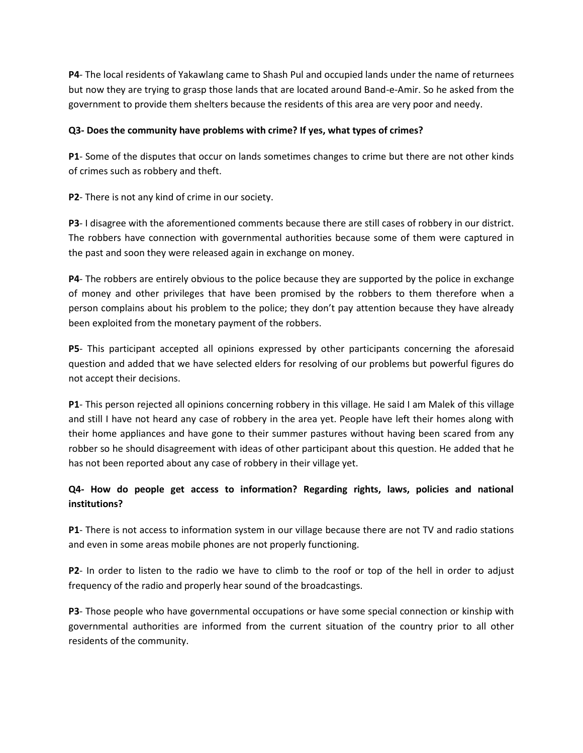**P4**- The local residents of Yakawlang came to Shash Pul and occupied lands under the name of returnees but now they are trying to grasp those lands that are located around Band-e-Amir. So he asked from the government to provide them shelters because the residents of this area are very poor and needy.

**Q3- Does the community have problems with crime? If yes, what types of crimes?**

**P1**- Some of the disputes that occur on lands sometimes changes to crime but there are not other kinds of crimes such as robbery and theft.

**P2**- There is not any kind of crime in our society.

**P3**- I disagree with the aforementioned comments because there are still cases of robbery in our district. The robbers have connection with governmental authorities because some of them were captured in the past and soon they were released again in exchange on money.

**P4**- The robbers are entirely obvious to the police because they are supported by the police in exchange of money and other privileges that have been promised by the robbers to them therefore when a person complains about his problem to the police; they don't pay attention because they have already been exploited from the monetary payment of the robbers.

**P5**- This participant accepted all opinions expressed by other participants concerning the aforesaid question and added that we have selected elders for resolving of our problems but powerful figures do not accept their decisions.

**P1**- This person rejected all opinions concerning robbery in this village. He said I am Malek of this village and still I have not heard any case of robbery in the area yet. People have left their homes along with their home appliances and have gone to their summer pastures without having been scared from any robber so he should disagreement with ideas of other participant about this question. He added that he has not been reported about any case of robbery in their village yet.

**Q4- How do people get access to information? Regarding rights, laws, policies and national institutions?**

**P1**- There is not access to information system in our village because there are not TV and radio stations and even in some areas mobile phones are not properly functioning.

**P2**- In order to listen to the radio we have to climb to the roof or top of the hell in order to adjust frequency of the radio and properly hear sound of the broadcastings.

**P3**- Those people who have governmental occupations or have some special connection or kinship with governmental authorities are informed from the current situation of the country prior to all other residents of the community.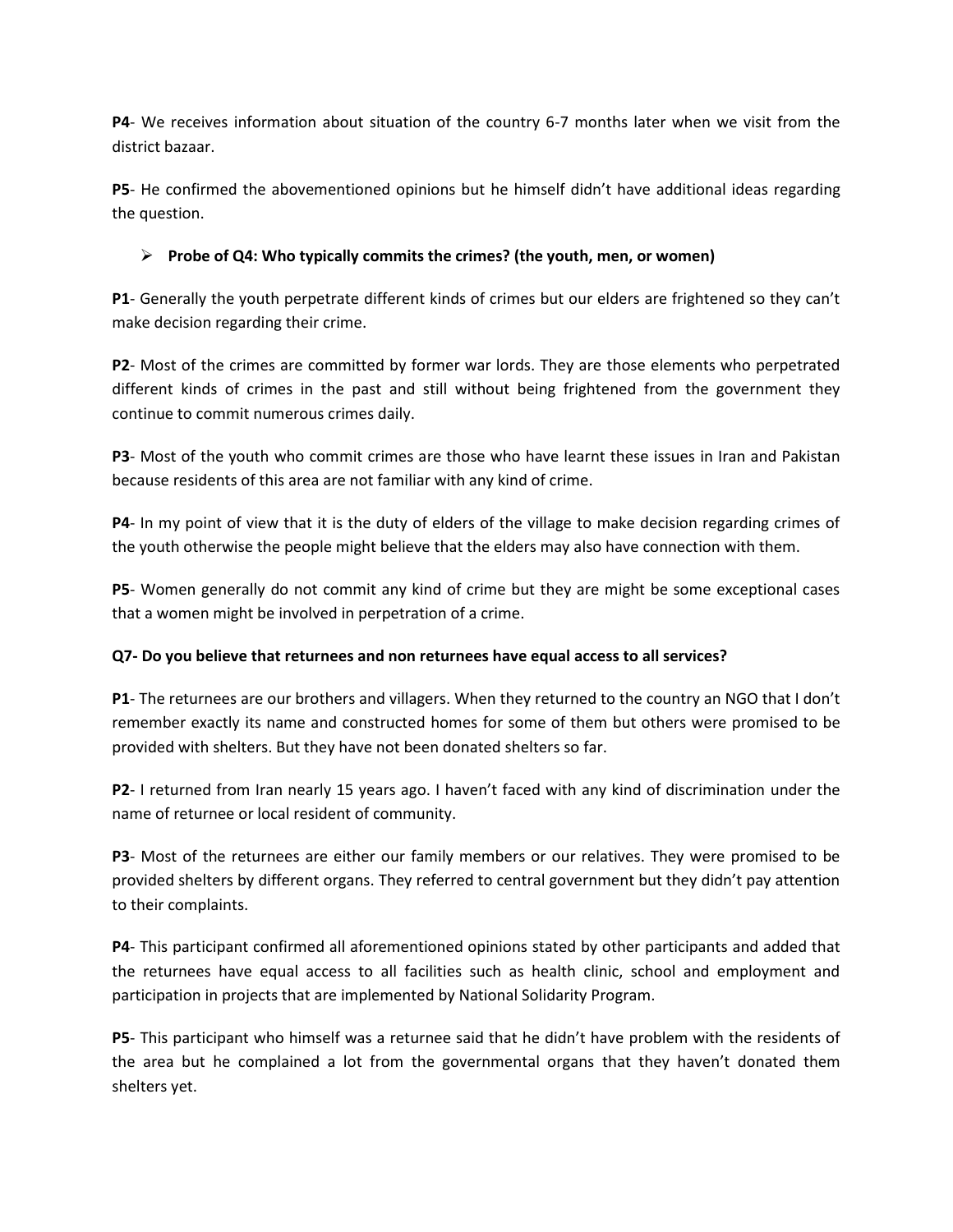**P4**- We receives information about situation of the country 6-7 months later when we visit from the district bazaar.

**P5**- He confirmed the abovementioned opinions but he himself didn't have additional ideas regarding the question.

- **Probe of Q4: Who typically commits the crimes? (the youth, men, or women)**

**P1**- Generally the youth perpetrate different kinds of crimes but our elders are frightened so they can't make decision regarding their crime.

**P2**- Most of the crimes are committed by former war lords. They are those elements who perpetrated different kinds of crimes in the past and still without being frightened from the government they continue to commit numerous crimes daily.

**P3**- Most of the youth who commit crimes are those who have learnt these issues in Iran and Pakistan because residents of this area are not familiar with any kind of crime.

**P4**- In my point of view that it is the duty of elders of the village to make decision regarding crimes of the youth otherwise the people might believe that the elders may also have connection with them.

**P5**- Women generally do not commit any kind of crime but they are might be some exceptional cases that a women might be involved in perpetration of a crime.

**Q7- Do you believe that returnees and non returnees have equal access to all services?**

**P1**- The returnees are our brothers and villagers. When they returned to the country an NGO that I don't remember exactly its name and constructed homes for some of them but others were promised to be provided with shelters. But they have not been donated shelters so far.

**P2**- I returned from Iran nearly 15 years ago. I haven't faced with any kind of discrimination under the name of returnee or local resident of community.

**P3**- Most of the returnees are either our family members or our relatives. They were promised to be provided shelters by different organs. They referred to central government but they didn't pay attention to their complaints.

**P4**- This participant confirmed all aforementioned opinions stated by other participants and added that the returnees have equal access to all facilities such as health clinic, school and employment and participation in projects that are implemented by National Solidarity Program.

**P5**- This participant who himself was a returnee said that he didn't have problem with the residents of the area but he complained a lot from the governmental organs that they haven't donated them shelters yet.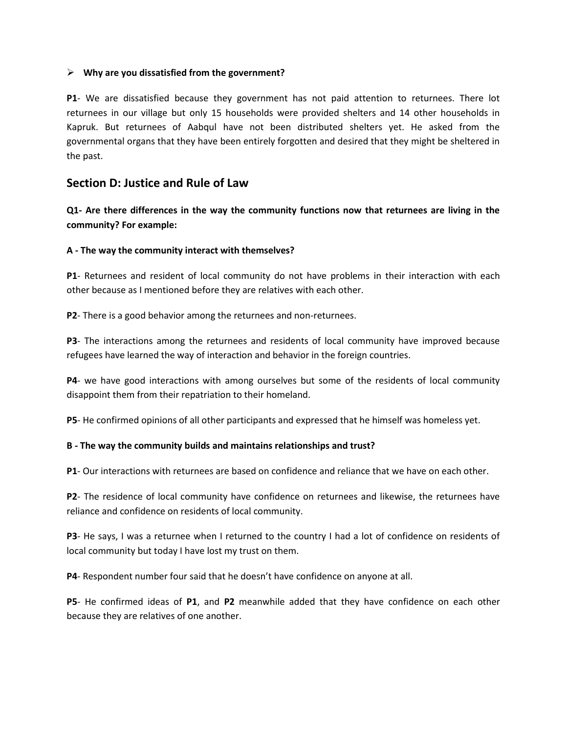- **Why are you dissatisfied from the government?**

**P1**- We are dissatisfied because they government has not paid attention to returnees. There lot returnees in our village but only 15 households were provided shelters and 14 other households in Kapruk. But returnees of Aabqul have not been distributed shelters yet. He asked from the governmental organs that they have been entirely forgotten and desired that they might be sheltered in the past.

## Section D: Justice and Rule of Law

**Q1- Are there differences in the way the community functions now that returnees are living in the community? For example:**

**A - The way the community interact with themselves?**

**P1**- Returnees and resident of local community do not have problems in their interaction with each other because as I mentioned before they are relatives with each other.

**P2**- There is a good behavior among the returnees and non-returnees.

**P3**- The interactions among the returnees and residents of local community have improved because refugees have learned the way of interaction and behavior in the foreign countries.

**P4**- we have good interactions with among ourselves but some of the residents of local community disappoint them from their repatriation to their homeland.

**P5**- He confirmed opinions of all other participants and expressed that he himself was homeless yet.

**B - The way the community builds and maintains relationships and trust?**

**P1**- Our interactions with returnees are based on confidence and reliance that we have on each other.

**P2**- The residence of local community have confidence on returnees and likewise, the returnees have reliance and confidence on residents of local community.

**P3**- He says, I was a returnee when I returned to the country I had a lot of confidence on residents of local community but today I have lost my trust on them.

**P4**- Respondent number four said that he doesn't have confidence on anyone at all.

**P5**- He confirmed ideas of **P1**, and **P2** meanwhile added that they have confidence on each other because they are relatives of one another.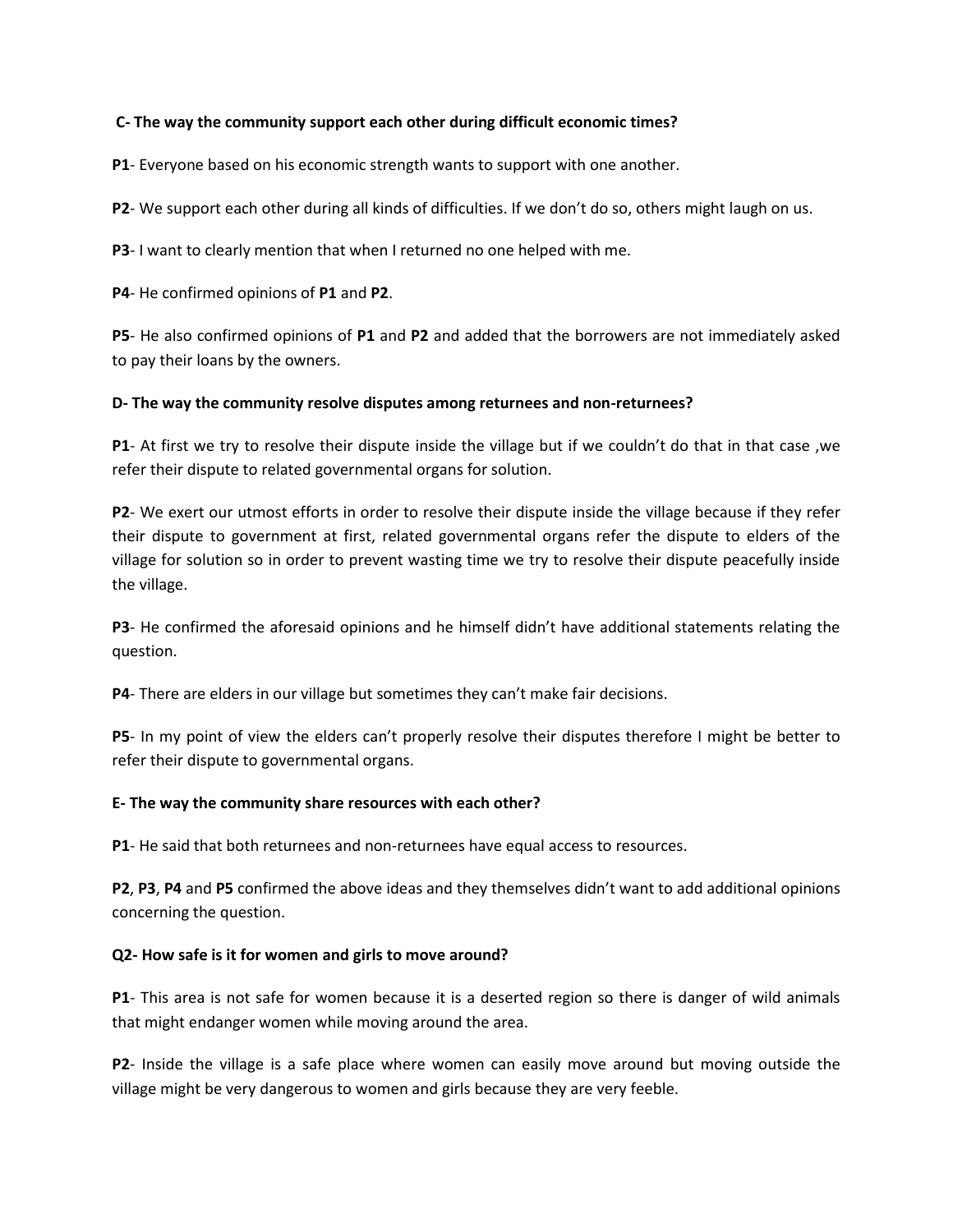**C- The way the community support each other during difficult economic times?**

**P1**- Everyone based on his economic strength wants to support with one another.

**P2**- We support each other during all kinds of difficulties. If we don't do so, others might laugh on us.

**P3**- I want to clearly mention that when I returned no one helped with me.

**P4**- He confirmed opinions of **P1** and **P2**.

**P5**- He also confirmed opinions of **P1** and **P2** and added that the borrowers are not immediately asked to pay their loans by the owners.

**D- The way the community resolve disputes among returnees and non-returnees?**

**P1**- At first we try to resolve their dispute inside the village but if we couldn't do that in that case ,we refer their dispute to related governmental organs for solution.

**P2**- We exert our utmost efforts in order to resolve their dispute inside the village because if they refer their dispute to government at first, related governmental organs refer the dispute to elders of the village for solution so in order to prevent wasting time we try to resolve their dispute peacefully inside the village.

**P3**- He confirmed the aforesaid opinions and he himself didn't have additional statements relating the question.

**P4**- There are elders in our village but sometimes they can't make fair decisions.

**P5**- In my point of view the elders can't properly resolve their disputes therefore I might be better to refer their dispute to governmental organs.

**E- The way the community share resources with each other?**

**P1**- He said that both returnees and non-returnees have equal access to resources.

**P2**, **P3**, **P4** and **P5** confirmed the above ideas and they themselves didn't want to add additional opinions concerning the question.

**Q2- How safe is it for women and girls to move around?**

**P1**- This area is not safe for women because it is a deserted region so there is danger of wild animals that might endanger women while moving around the area.

**P2**- Inside the village is a safe place where women can easily move around but moving outside the village might be very dangerous to women and girls because they are very feeble.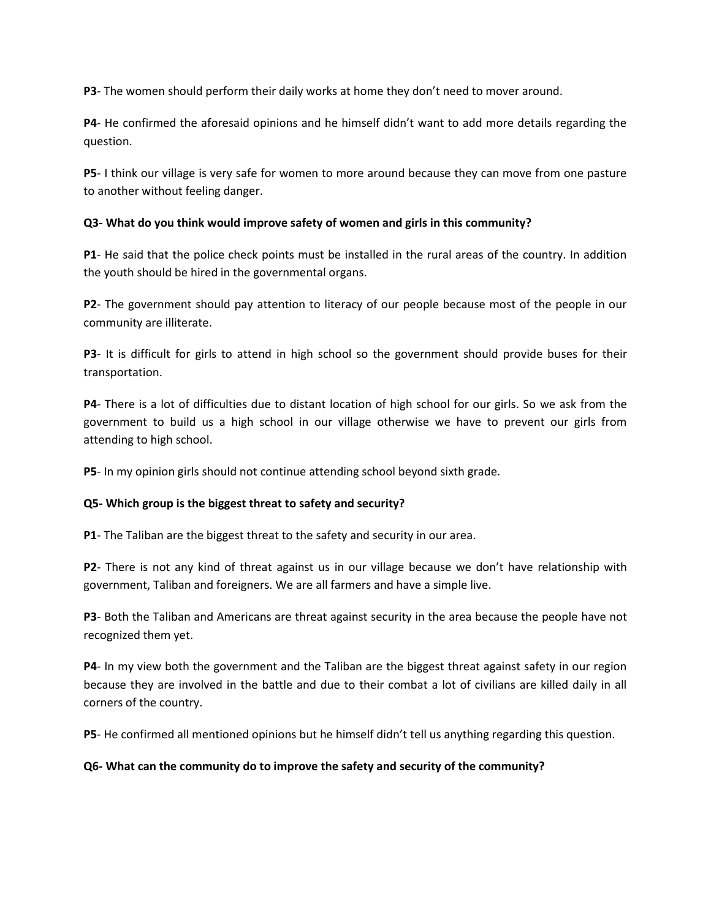**P3**- The women should perform their daily works at home they don't need to mover around.

**P4**- He confirmed the aforesaid opinions and he himself didn't want to add more details regarding the question.

**P5**- I think our village is very safe for women to more around because they can move from one pasture to another without feeling danger.

**Q3- What do you think would improve safety of women and girls in this community?**

**P1**- He said that the police check points must be installed in the rural areas of the country. In addition the youth should be hired in the governmental organs.

**P2**- The government should pay attention to literacy of our people because most of the people in our community are illiterate.

**P3**- It is difficult for girls to attend in high school so the government should provide buses for their transportation.

**P4**- There is a lot of difficulties due to distant location of high school for our girls. So we ask from the government to build us a high school in our village otherwise we have to prevent our girls from attending to high school.

**P5**- In my opinion girls should not continue attending school beyond sixth grade.

**Q5- Which group is the biggest threat to safety and security?**

**P1**- The Taliban are the biggest threat to the safety and security in our area.

**P2**- There is not any kind of threat against us in our village because we don't have relationship with government, Taliban and foreigners. We are all farmers and have a simple live.

**P3**- Both the Taliban and Americans are threat against security in the area because the people have not recognized them yet.

**P4**- In my view both the government and the Taliban are the biggest threat against safety in our region because they are involved in the battle and due to their combat a lot of civilians are killed daily in all corners of the country.

**P5**- He confirmed all mentioned opinions but he himself didn't tell us anything regarding this question.

**Q6- What can the community do to improve the safety and security of the community?**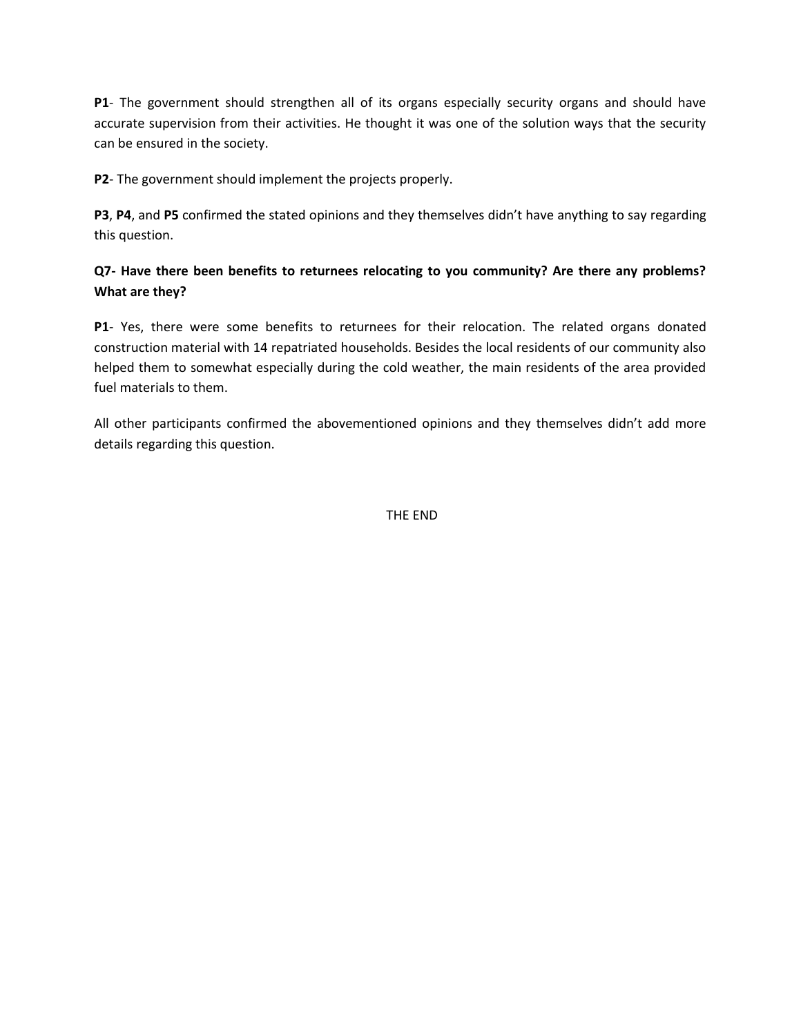**P1**- The government should strengthen all of its organs especially security organs and should have accurate supervision from their activities. He thought it was one of the solution ways that the security can be ensured in the society.

**P2**- The government should implement the projects properly.

**P3**, **P4**, and **P5** confirmed the stated opinions and they themselves didn't have anything to say regarding this question.

**Q7- Have there been benefits to returnees relocating to you community? Are there any problems? What are they?**

**P1**- Yes, there were some benefits to returnees for their relocation. The related organs donated construction material with 14 repatriated households. Besides the local residents of our community also helped them to somewhat especially during the cold weather, the main residents of the area provided fuel materials to them.

All other participants confirmed the abovementioned opinions and they themselves didn't add more details regarding this question.

THE END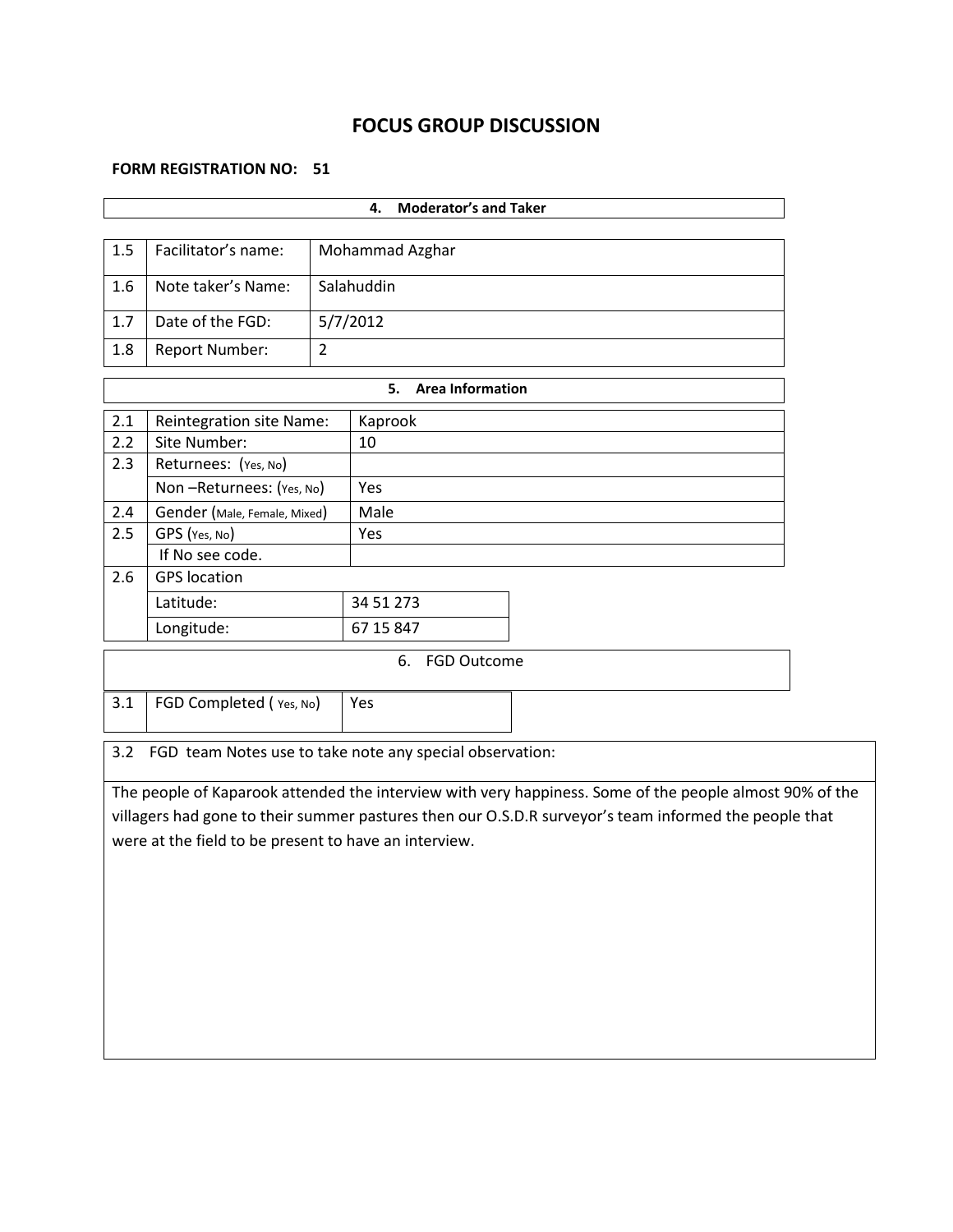# FOCUS GROUP DISCUSSION

**FORM REGISTRATION NO: 51**

| **4. Moderator's and Taker** | | |
|---|---|---|
| 1.5 | Facilitator's name: | Mohammad Azghar |
| 1.6 | Note taker's Name: | Salahuddin |
| 1.7 | Date of the FGD: | 5/7/2012 |
| 1.8 | Report Number: | 2 |

| **5. Area Information** | | |
|---|---|---|
| 2.1 | Reintegration site Name: | Kaprook |
| 2.2 | Site Number: | 10 |
| 2.3 | Returnees: (Yes, No) | |
| | Non –Returnees: (Yes, No) | Yes |
| 2.4 | Gender (Male, Female, Mixed) | Male |
| 2.5 | GPS (Yes, No) | Yes |
| | If No see code. | |
| 2.6 | GPS location | |
| | Latitude: | 34 51 273 |
| | Longitude: | 67 15 847 |

| 6. FGD Outcome | | |
|---|---|---|
| 3.1 | FGD Completed ( Yes, No) | Yes |

3.2 FGD team Notes use to take note any special observation:

The people of Kaparook attended the interview with very happiness. Some of the people almost 90% of the villagers had gone to their summer pastures then our O.S.D.R surveyor's team informed the people that were at the field to be present to have an interview.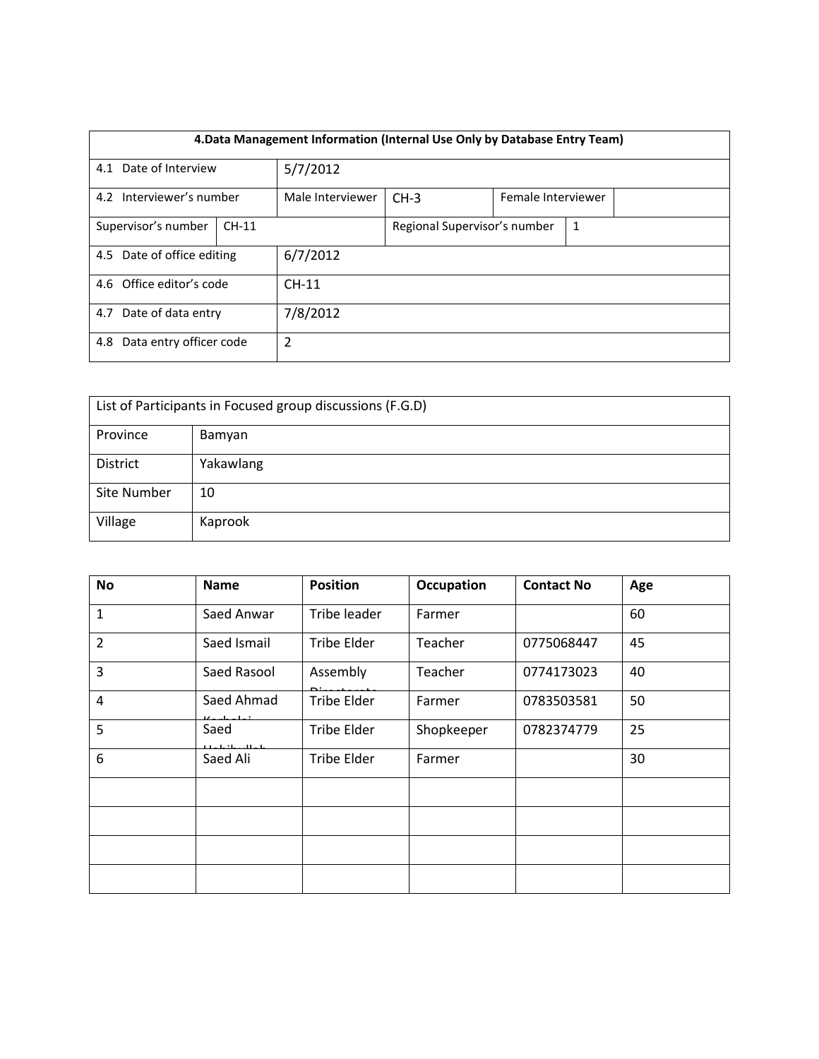| 4.Data Management Information (Internal Use Only by Database Entry Team) | | | | | |
|---|---|---|---|---|---|
| 4.1 Date of Interview | 5/7/2012 | | | | |
| 4.2 Interviewer's number | Male Interviewer | CH-3 | Female Interviewer | | |
| Supervisor's number | CH-11 | Regional Supervisor's number | 1 | | |
| 4.5 Date of office editing | 6/7/2012 | | | | |
| 4.6 Office editor's code | CH-11 | | | | |
| 4.7 Date of data entry | 7/8/2012 | | | | |
| 4.8 Data entry officer code | 2 | | | | |

| List of Participants in Focused group discussions (F.G.D) | |
|---|---|
| Province | Bamyan |
| District | Yakawlang |
| Site Number | 10 |
| Village | Kaprook |

| No | Name | Position | Occupation | Contact No | Age |
|---|---|---|---|---|---|
| 1 | Saed Anwar | Tribe leader | Farmer | | 60 |
| 2 | Saed Ismail | Tribe Elder | Teacher | 0775068447 | 45 |
| 3 | Saed Rasool | Assembly Directorate | Teacher | 0774173023 | 40 |
| 4 | Saed Ahmad Karbalai | Tribe Elder | Farmer | 0783503581 | 50 |
| 5 | Saed Habibullah | Tribe Elder | Shopkeeper | 0782374779 | 25 |
| 6 | Saed Ali | Tribe Elder | Farmer | | 30 |
| | | | | | |
| | | | | | |
| | | | | | |
| | | | | | |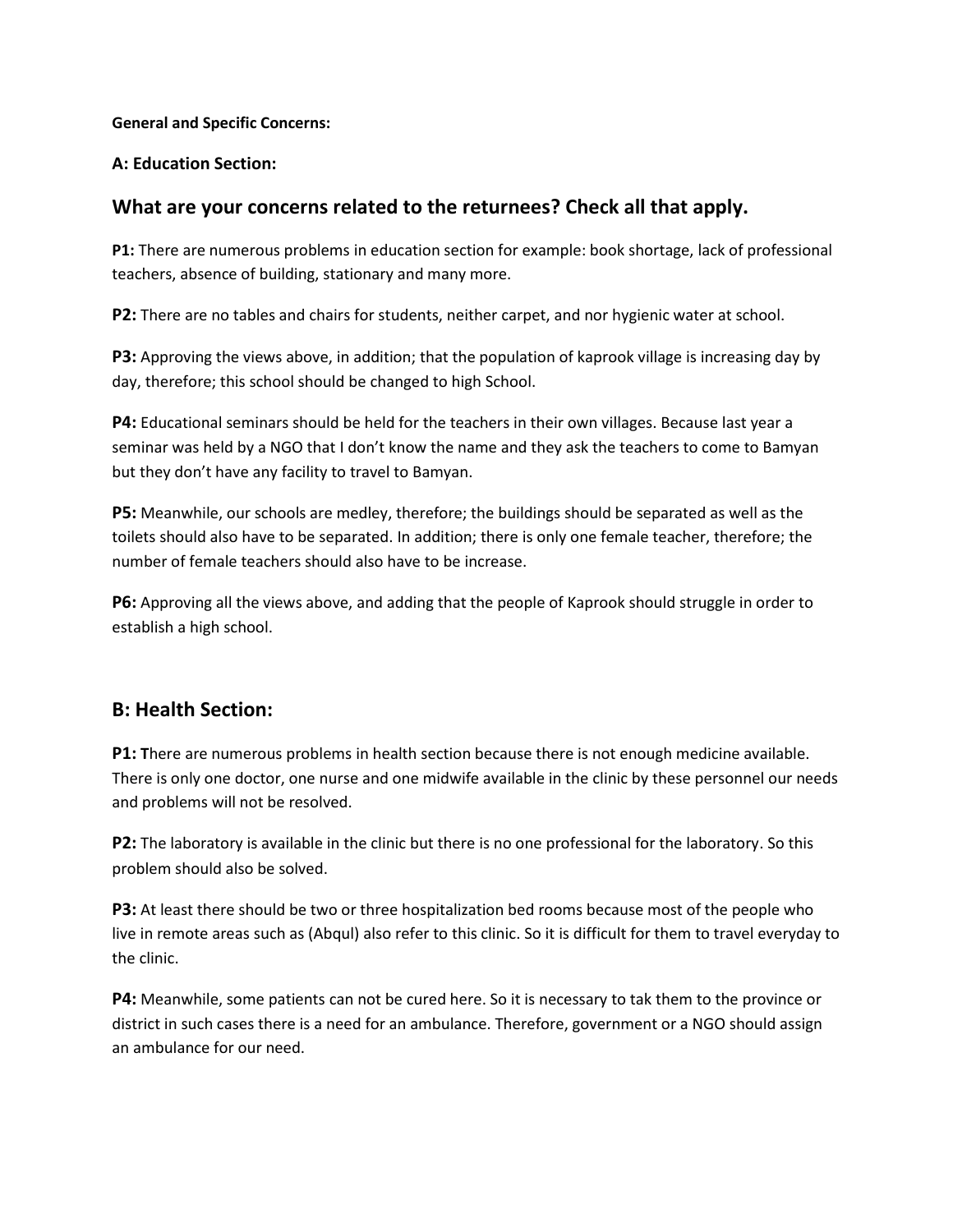**General and Specific Concerns:**

**A: Education Section:**

## What are your concerns related to the returnees? Check all that apply.

**P1:** There are numerous problems in education section for example: book shortage, lack of professional teachers, absence of building, stationary and many more.

**P2:** There are no tables and chairs for students, neither carpet, and nor hygienic water at school.

**P3:** Approving the views above, in addition; that the population of kaprook village is increasing day by day, therefore; this school should be changed to high School.

**P4:** Educational seminars should be held for the teachers in their own villages. Because last year a seminar was held by a NGO that I don't know the name and they ask the teachers to come to Bamyan but they don't have any facility to travel to Bamyan.

**P5:** Meanwhile, our schools are medley, therefore; the buildings should be separated as well as the toilets should also have to be separated. In addition; there is only one female teacher, therefore; the number of female teachers should also have to be increase.

**P6:** Approving all the views above, and adding that the people of Kaprook should struggle in order to establish a high school.

## B: Health Section:

**P1:** **T**here are numerous problems in health section because there is not enough medicine available. There is only one doctor, one nurse and one midwife available in the clinic by these personnel our needs and problems will not be resolved.

**P2:** The laboratory is available in the clinic but there is no one professional for the laboratory. So this problem should also be solved.

**P3:** At least there should be two or three hospitalization bed rooms because most of the people who live in remote areas such as (Abqul) also refer to this clinic. So it is difficult for them to travel everyday to the clinic.

**P4:** Meanwhile, some patients can not be cured here. So it is necessary to tak them to the province or district in such cases there is a need for an ambulance. Therefore, government or a NGO should assign an ambulance for our need.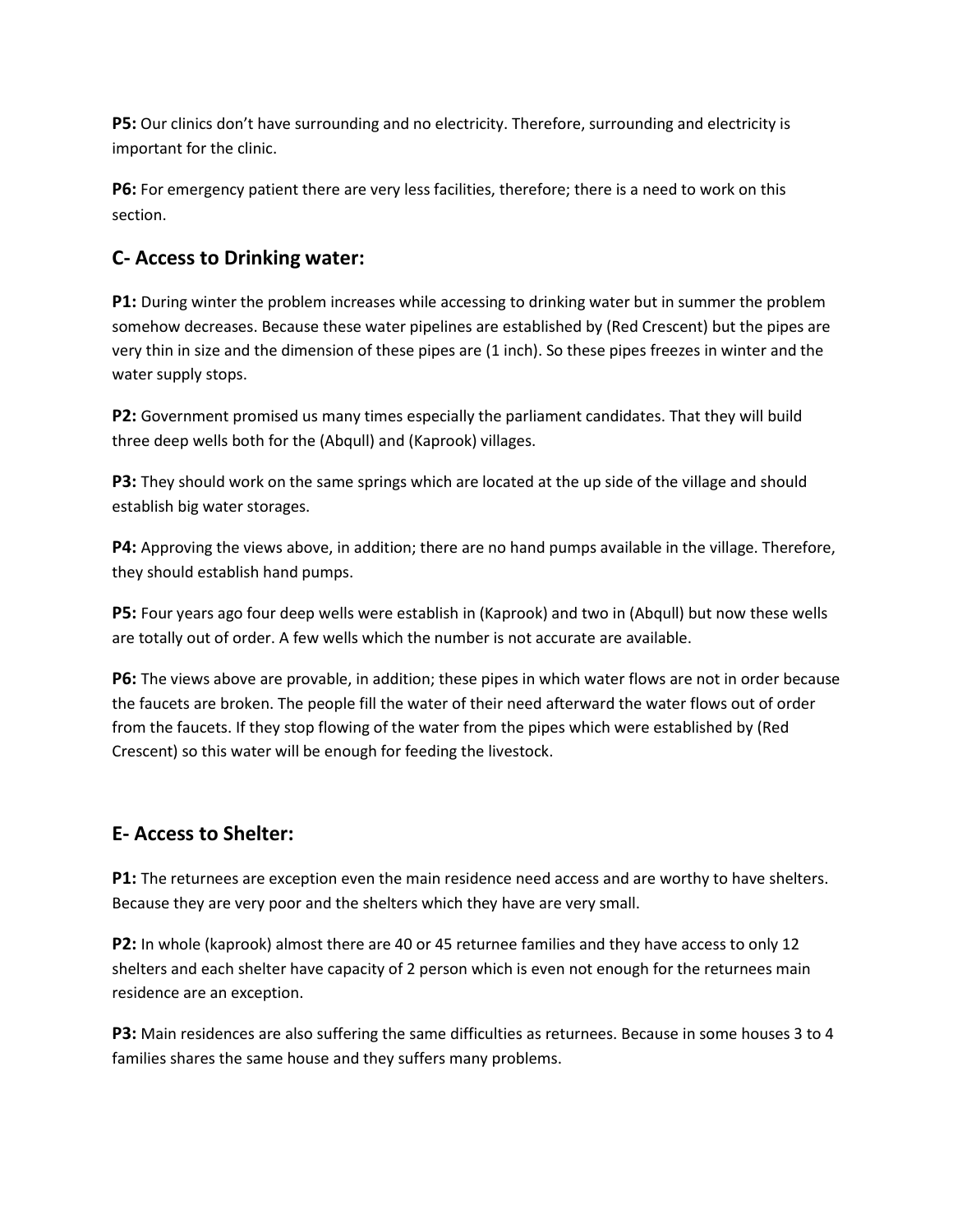**P5:** Our clinics don't have surrounding and no electricity. Therefore, surrounding and electricity is important for the clinic.

**P6:** For emergency patient there are very less facilities, therefore; there is a need to work on this section.

## C- Access to Drinking water:

**P1:** During winter the problem increases while accessing to drinking water but in summer the problem somehow decreases. Because these water pipelines are established by (Red Crescent) but the pipes are very thin in size and the dimension of these pipes are (1 inch). So these pipes freezes in winter and the water supply stops.

**P2:** Government promised us many times especially the parliament candidates. That they will build three deep wells both for the (Abqull) and (Kaprook) villages.

**P3:** They should work on the same springs which are located at the up side of the village and should establish big water storages.

**P4:** Approving the views above, in addition; there are no hand pumps available in the village. Therefore, they should establish hand pumps.

**P5:** Four years ago four deep wells were establish in (Kaprook) and two in (Abqull) but now these wells are totally out of order. A few wells which the number is not accurate are available.

**P6:** The views above are provable, in addition; these pipes in which water flows are not in order because the faucets are broken. The people fill the water of their need afterward the water flows out of order from the faucets. If they stop flowing of the water from the pipes which were established by (Red Crescent) so this water will be enough for feeding the livestock.

## E- Access to Shelter:

**P1:** The returnees are exception even the main residence need access and are worthy to have shelters. Because they are very poor and the shelters which they have are very small.

**P2:** In whole (kaprook) almost there are 40 or 45 returnee families and they have access to only 12 shelters and each shelter have capacity of 2 person which is even not enough for the returnees main residence are an exception.

**P3:** Main residences are also suffering the same difficulties as returnees. Because in some houses 3 to 4 families shares the same house and they suffers many problems.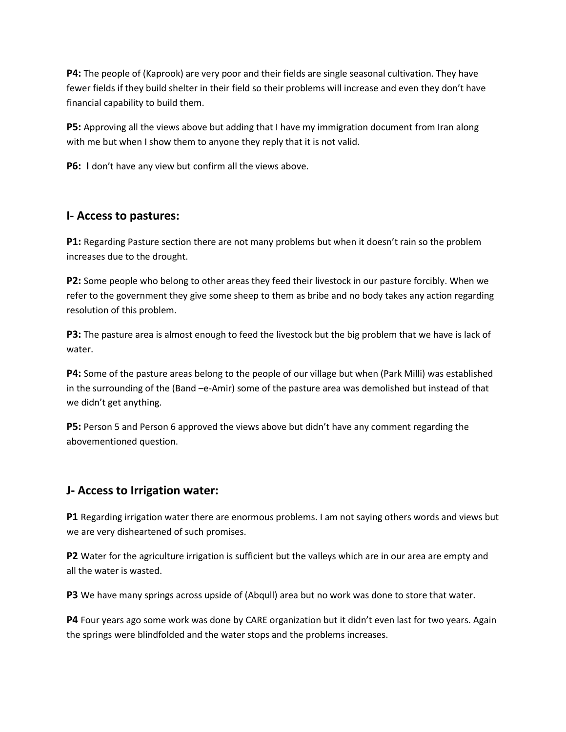**P4:** The people of (Kaprook) are very poor and their fields are single seasonal cultivation. They have fewer fields if they build shelter in their field so their problems will increase and even they don't have financial capability to build them.

**P5:** Approving all the views above but adding that I have my immigration document from Iran along with me but when I show them to anyone they reply that it is not valid.

**P6: I** don't have any view but confirm all the views above.

## I- Access to pastures:

**P1:** Regarding Pasture section there are not many problems but when it doesn't rain so the problem increases due to the drought.

**P2:** Some people who belong to other areas they feed their livestock in our pasture forcibly. When we refer to the government they give some sheep to them as bribe and no body takes any action regarding resolution of this problem.

**P3:** The pasture area is almost enough to feed the livestock but the big problem that we have is lack of water.

**P4:** Some of the pasture areas belong to the people of our village but when (Park Milli) was established in the surrounding of the (Band –e-Amir) some of the pasture area was demolished but instead of that we didn't get anything.

**P5:** Person 5 and Person 6 approved the views above but didn't have any comment regarding the abovementioned question.

## J- Access to Irrigation water:

**P1** Regarding irrigation water there are enormous problems. I am not saying others words and views but we are very disheartened of such promises.

**P2** Water for the agriculture irrigation is sufficient but the valleys which are in our area are empty and all the water is wasted.

**P3** We have many springs across upside of (Abqull) area but no work was done to store that water.

**P4** Four years ago some work was done by CARE organization but it didn't even last for two years. Again the springs were blindfolded and the water stops and the problems increases.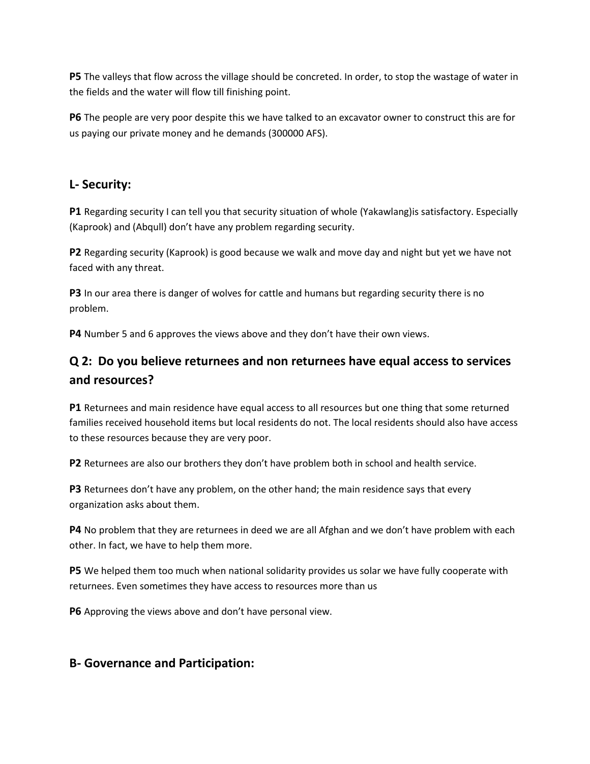**P5** The valleys that flow across the village should be concreted. In order, to stop the wastage of water in the fields and the water will flow till finishing point.

**P6** The people are very poor despite this we have talked to an excavator owner to construct this are for us paying our private money and he demands (300000 AFS).

## L- Security:

**P1** Regarding security I can tell you that security situation of whole (Yakawlang)is satisfactory. Especially (Kaprook) and (Abqull) don't have any problem regarding security.

**P2** Regarding security (Kaprook) is good because we walk and move day and night but yet we have not faced with any threat.

**P3** In our area there is danger of wolves for cattle and humans but regarding security there is no problem.

**P4** Number 5 and 6 approves the views above and they don't have their own views.

## Q 2: Do you believe returnees and non returnees have equal access to services and resources?

**P1** Returnees and main residence have equal access to all resources but one thing that some returned families received household items but local residents do not. The local residents should also have access to these resources because they are very poor.

**P2** Returnees are also our brothers they don't have problem both in school and health service.

**P3** Returnees don't have any problem, on the other hand; the main residence says that every organization asks about them.

**P4** No problem that they are returnees in deed we are all Afghan and we don't have problem with each other. In fact, we have to help them more.

**P5** We helped them too much when national solidarity provides us solar we have fully cooperate with returnees. Even sometimes they have access to resources more than us

**P6** Approving the views above and don't have personal view.

## B- Governance and Participation: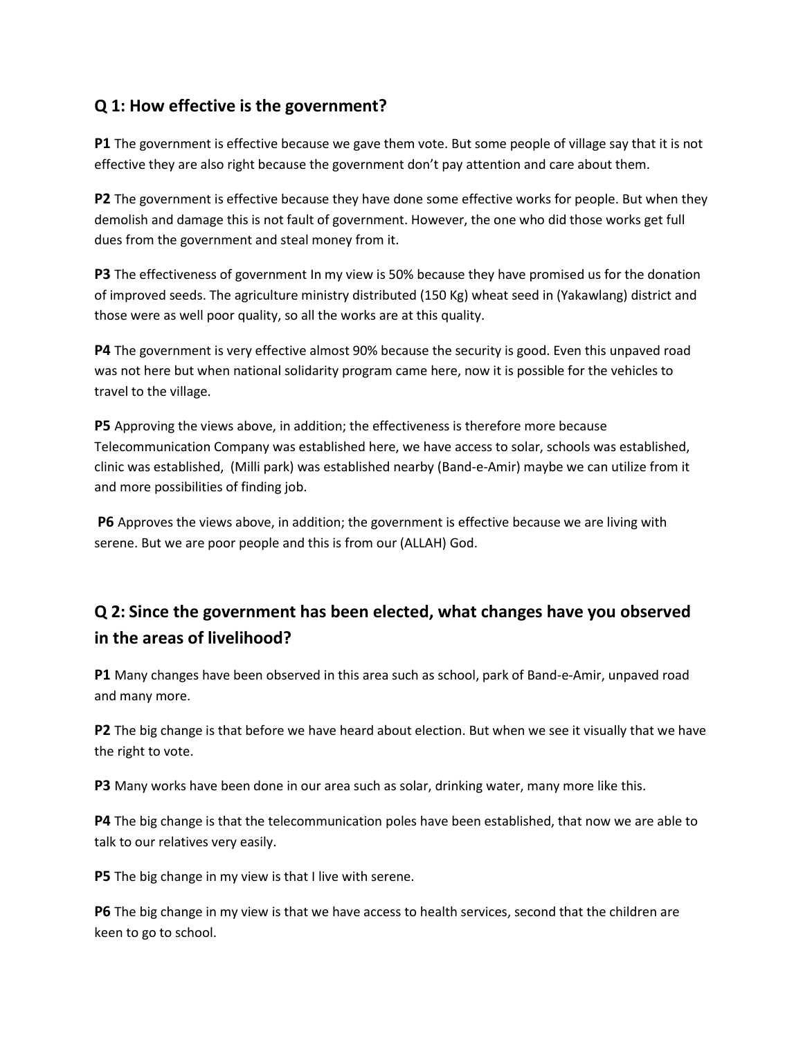## Q 1: How effective is the government?

**P1** The government is effective because we gave them vote. But some people of village say that it is not effective they are also right because the government don't pay attention and care about them.

**P2** The government is effective because they have done some effective works for people. But when they demolish and damage this is not fault of government. However, the one who did those works get full dues from the government and steal money from it.

**P3** The effectiveness of government In my view is 50% because they have promised us for the donation of improved seeds. The agriculture ministry distributed (150 Kg) wheat seed in (Yakawlang) district and those were as well poor quality, so all the works are at this quality.

**P4** The government is very effective almost 90% because the security is good. Even this unpaved road was not here but when national solidarity program came here, now it is possible for the vehicles to travel to the village.

**P5** Approving the views above, in addition; the effectiveness is therefore more because Telecommunication Company was established here, we have access to solar, schools was established, clinic was established, (Milli park) was established nearby (Band-e-Amir) maybe we can utilize from it and more possibilities of finding job.

**P6** Approves the views above, in addition; the government is effective because we are living with serene. But we are poor people and this is from our (ALLAH) God.

## Q 2: Since the government has been elected, what changes have you observed in the areas of livelihood?

**P1** Many changes have been observed in this area such as school, park of Band-e-Amir, unpaved road and many more.

**P2** The big change is that before we have heard about election. But when we see it visually that we have the right to vote.

**P3** Many works have been done in our area such as solar, drinking water, many more like this.

**P4** The big change is that the telecommunication poles have been established, that now we are able to talk to our relatives very easily.

**P5** The big change in my view is that I live with serene.

**P6** The big change in my view is that we have access to health services, second that the children are keen to go to school.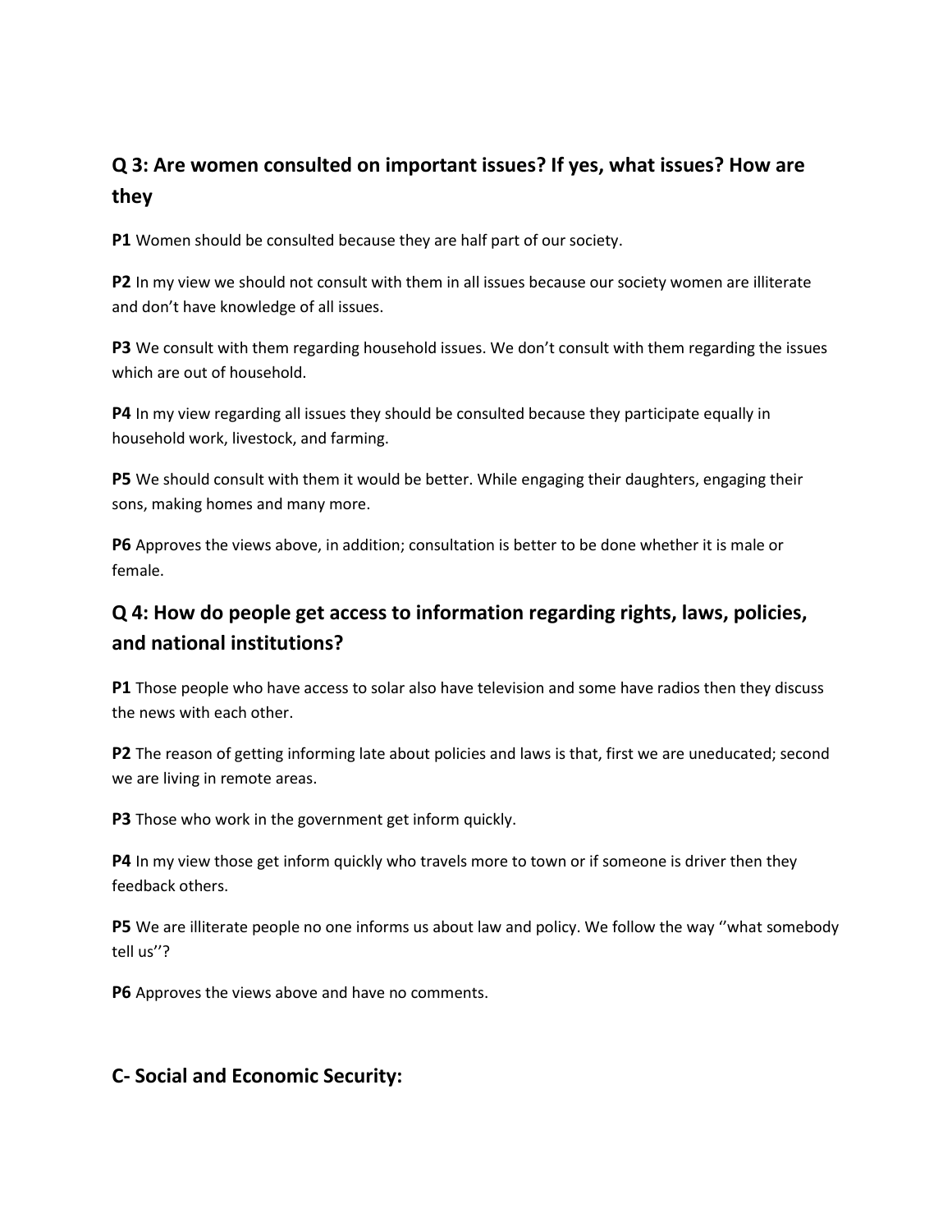## Q 3: Are women consulted on important issues? If yes, what issues? How are they

**P1** Women should be consulted because they are half part of our society.

**P2** In my view we should not consult with them in all issues because our society women are illiterate and don't have knowledge of all issues.

**P3** We consult with them regarding household issues. We don't consult with them regarding the issues which are out of household.

**P4** In my view regarding all issues they should be consulted because they participate equally in household work, livestock, and farming.

**P5** We should consult with them it would be better. While engaging their daughters, engaging their sons, making homes and many more.

**P6** Approves the views above, in addition; consultation is better to be done whether it is male or female.

## Q 4: How do people get access to information regarding rights, laws, policies, and national institutions?

**P1** Those people who have access to solar also have television and some have radios then they discuss the news with each other.

**P2** The reason of getting informing late about policies and laws is that, first we are uneducated; second we are living in remote areas.

**P3** Those who work in the government get inform quickly.

**P4** In my view those get inform quickly who travels more to town or if someone is driver then they feedback others.

**P5** We are illiterate people no one informs us about law and policy. We follow the way ''what somebody tell us''?

**P6** Approves the views above and have no comments.

## C- Social and Economic Security: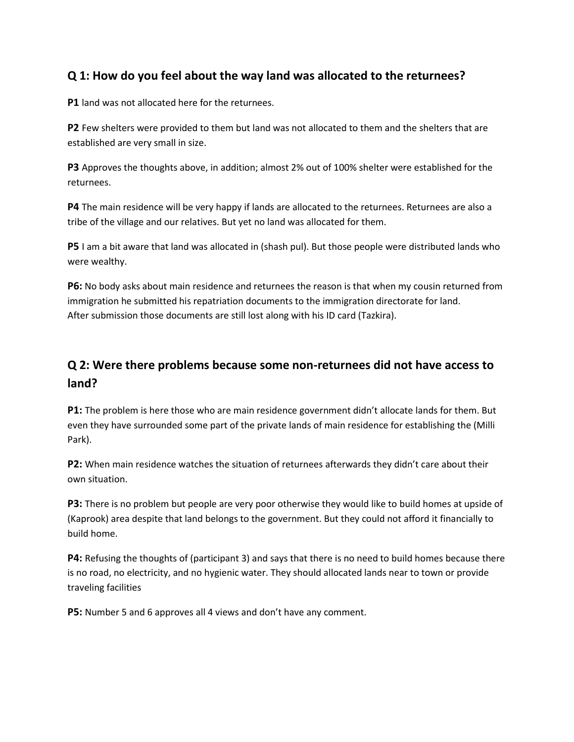## Q 1: How do you feel about the way land was allocated to the returnees?

**P1** land was not allocated here for the returnees.

**P2** Few shelters were provided to them but land was not allocated to them and the shelters that are established are very small in size.

**P3** Approves the thoughts above, in addition; almost 2% out of 100% shelter were established for the returnees.

**P4** The main residence will be very happy if lands are allocated to the returnees. Returnees are also a tribe of the village and our relatives. But yet no land was allocated for them.

**P5** I am a bit aware that land was allocated in (shash pul). But those people were distributed lands who were wealthy.

**P6:** No body asks about main residence and returnees the reason is that when my cousin returned from immigration he submitted his repatriation documents to the immigration directorate for land. After submission those documents are still lost along with his ID card (Tazkira).

## Q 2: Were there problems because some non-returnees did not have access to land?

**P1:** The problem is here those who are main residence government didn't allocate lands for them. But even they have surrounded some part of the private lands of main residence for establishing the (Milli Park).

**P2:** When main residence watches the situation of returnees afterwards they didn't care about their own situation.

**P3:** There is no problem but people are very poor otherwise they would like to build homes at upside of (Kaprook) area despite that land belongs to the government. But they could not afford it financially to build home.

**P4:** Refusing the thoughts of (participant 3) and says that there is no need to build homes because there is no road, no electricity, and no hygienic water. They should allocated lands near to town or provide traveling facilities

**P5:** Number 5 and 6 approves all 4 views and don't have any comment.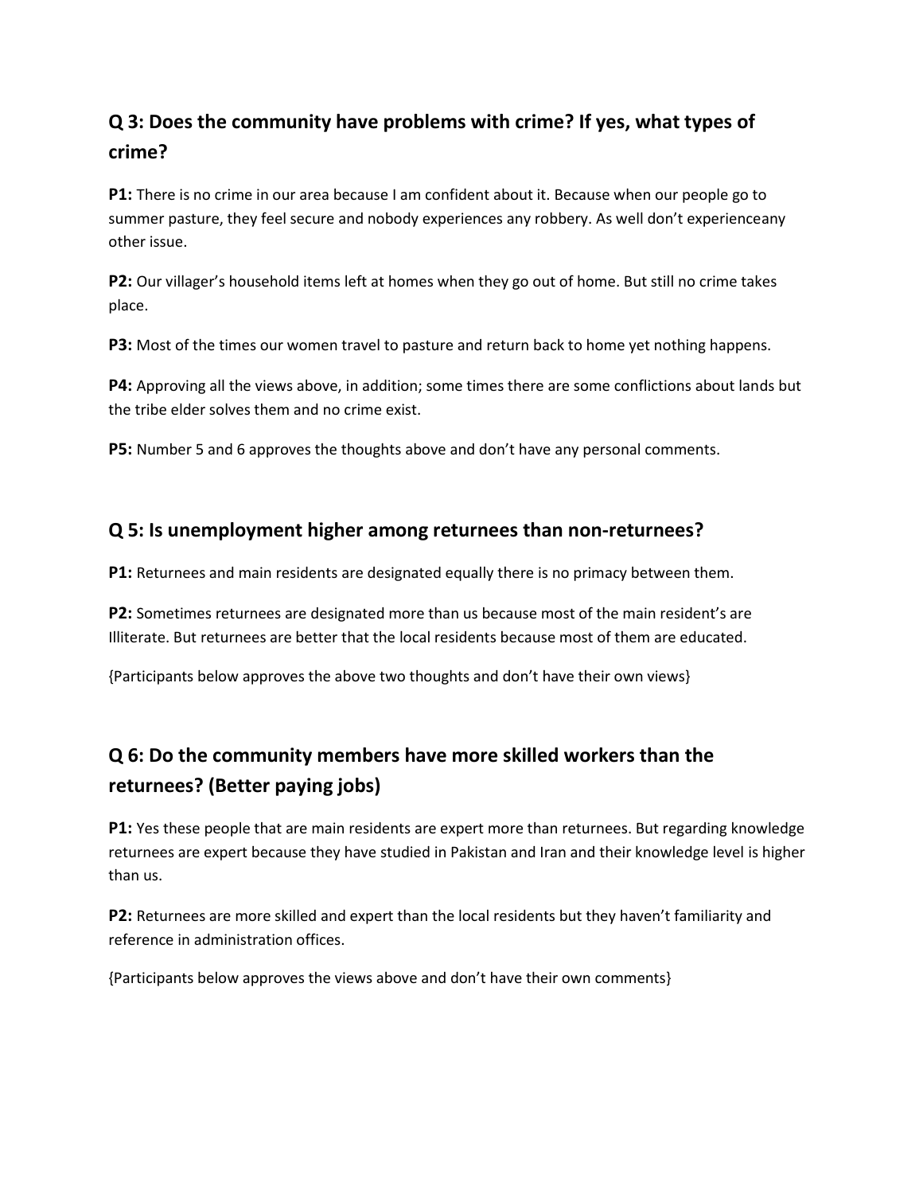## Q 3: Does the community have problems with crime? If yes, what types of crime?

**P1:** There is no crime in our area because I am confident about it. Because when our people go to summer pasture, they feel secure and nobody experiences any robbery. As well don't experienceany other issue.

**P2:** Our villager's household items left at homes when they go out of home. But still no crime takes place.

**P3:** Most of the times our women travel to pasture and return back to home yet nothing happens.

**P4:** Approving all the views above, in addition; some times there are some conflictions about lands but the tribe elder solves them and no crime exist.

**P5:** Number 5 and 6 approves the thoughts above and don't have any personal comments.

## Q 5: Is unemployment higher among returnees than non-returnees?

**P1:** Returnees and main residents are designated equally there is no primacy between them.

**P2:** Sometimes returnees are designated more than us because most of the main resident's are Illiterate. But returnees are better that the local residents because most of them are educated.

{Participants below approves the above two thoughts and don't have their own views}

## Q 6: Do the community members have more skilled workers than the returnees? (Better paying jobs)

**P1:** Yes these people that are main residents are expert more than returnees. But regarding knowledge returnees are expert because they have studied in Pakistan and Iran and their knowledge level is higher than us.

**P2:** Returnees are more skilled and expert than the local residents but they haven't familiarity and reference in administration offices.

{Participants below approves the views above and don't have their own comments}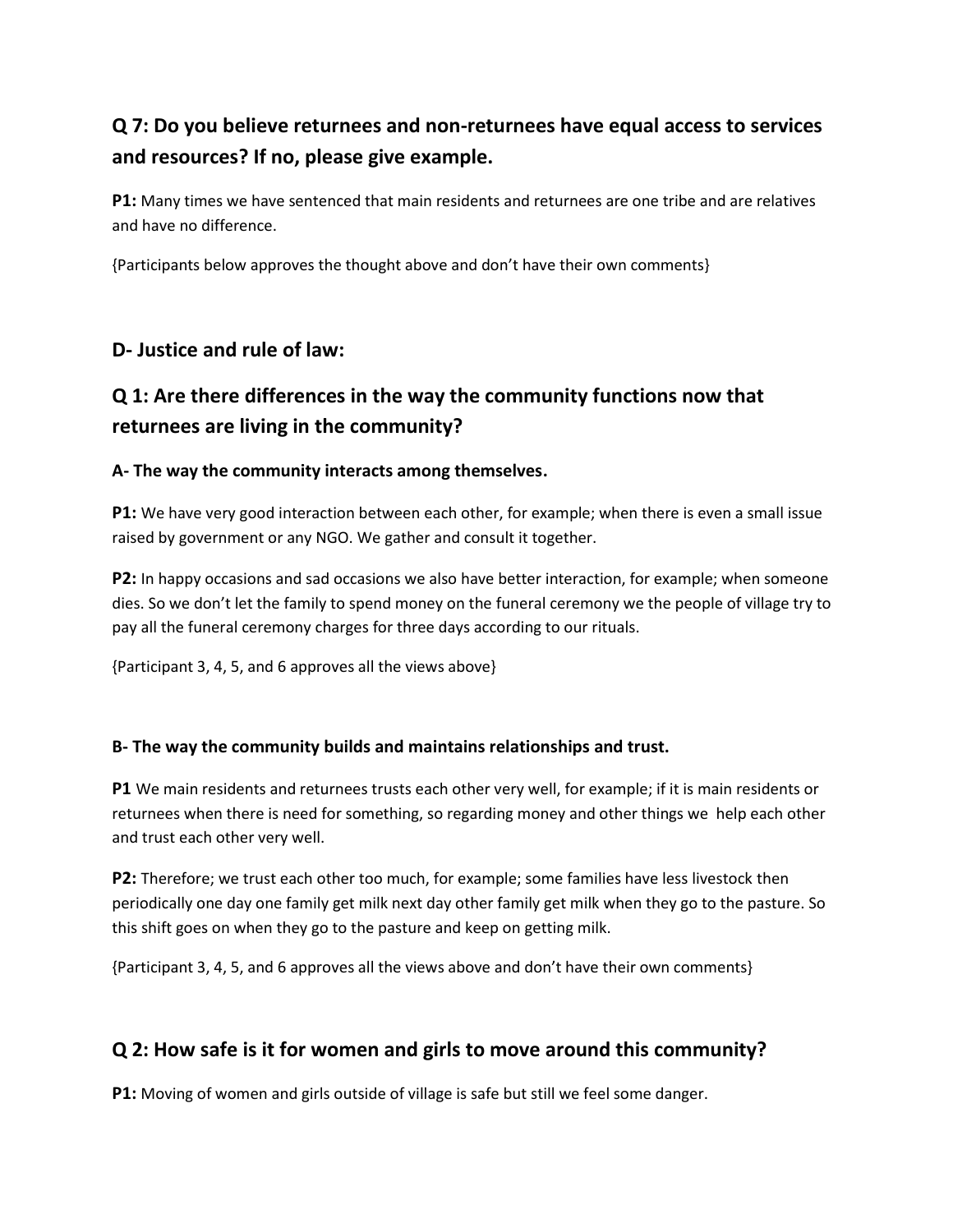## Q 7: Do you believe returnees and non-returnees have equal access to services and resources? If no, please give example.

**P1:** Many times we have sentenced that main residents and returnees are one tribe and are relatives and have no difference.

{Participants below approves the thought above and don't have their own comments}

### D- Justice and rule of law:

## Q 1: Are there differences in the way the community functions now that returnees are living in the community?

#### A- The way the community interacts among themselves.

**P1:** We have very good interaction between each other, for example; when there is even a small issue raised by government or any NGO. We gather and consult it together.

**P2:** In happy occasions and sad occasions we also have better interaction, for example; when someone dies. So we don't let the family to spend money on the funeral ceremony we the people of village try to pay all the funeral ceremony charges for three days according to our rituals.

{Participant 3, 4, 5, and 6 approves all the views above}

#### B- The way the community builds and maintains relationships and trust.

**P1** We main residents and returnees trusts each other very well, for example; if it is main residents or returnees when there is need for something, so regarding money and other things we help each other and trust each other very well.

**P2:** Therefore; we trust each other too much, for example; some families have less livestock then periodically one day one family get milk next day other family get milk when they go to the pasture. So this shift goes on when they go to the pasture and keep on getting milk.

{Participant 3, 4, 5, and 6 approves all the views above and don't have their own comments}

## Q 2: How safe is it for women and girls to move around this community?

**P1:** Moving of women and girls outside of village is safe but still we feel some danger.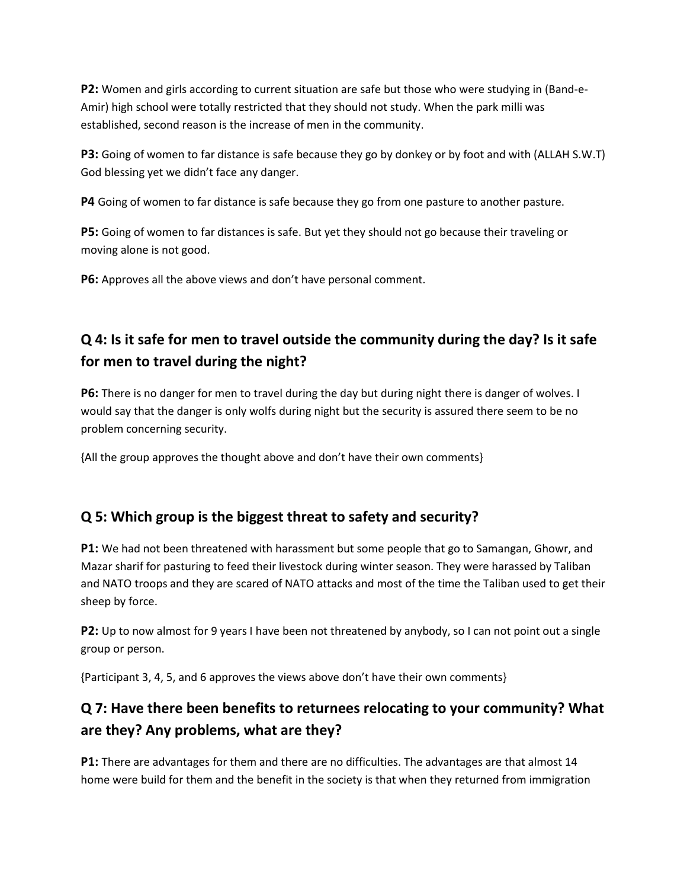**P2:** Women and girls according to current situation are safe but those who were studying in (Band-e-Amir) high school were totally restricted that they should not study. When the park milli was established, second reason is the increase of men in the community.

**P3:** Going of women to far distance is safe because they go by donkey or by foot and with (ALLAH S.W.T) God blessing yet we didn't face any danger.

**P4** Going of women to far distance is safe because they go from one pasture to another pasture.

**P5:** Going of women to far distances is safe. But yet they should not go because their traveling or moving alone is not good.

**P6:** Approves all the above views and don't have personal comment.

## Q 4: Is it safe for men to travel outside the community during the day? Is it safe for men to travel during the night?

**P6:** There is no danger for men to travel during the day but during night there is danger of wolves. I would say that the danger is only wolfs during night but the security is assured there seem to be no problem concerning security.

{All the group approves the thought above and don't have their own comments}

## Q 5: Which group is the biggest threat to safety and security?

**P1:** We had not been threatened with harassment but some people that go to Samangan, Ghowr, and Mazar sharif for pasturing to feed their livestock during winter season. They were harassed by Taliban and NATO troops and they are scared of NATO attacks and most of the time the Taliban used to get their sheep by force.

**P2:** Up to now almost for 9 years I have been not threatened by anybody, so I can not point out a single group or person.

{Participant 3, 4, 5, and 6 approves the views above don't have their own comments}

## Q 7: Have there been benefits to returnees relocating to your community? What are they? Any problems, what are they?

**P1:** There are advantages for them and there are no difficulties. The advantages are that almost 14 home were build for them and the benefit in the society is that when they returned from immigration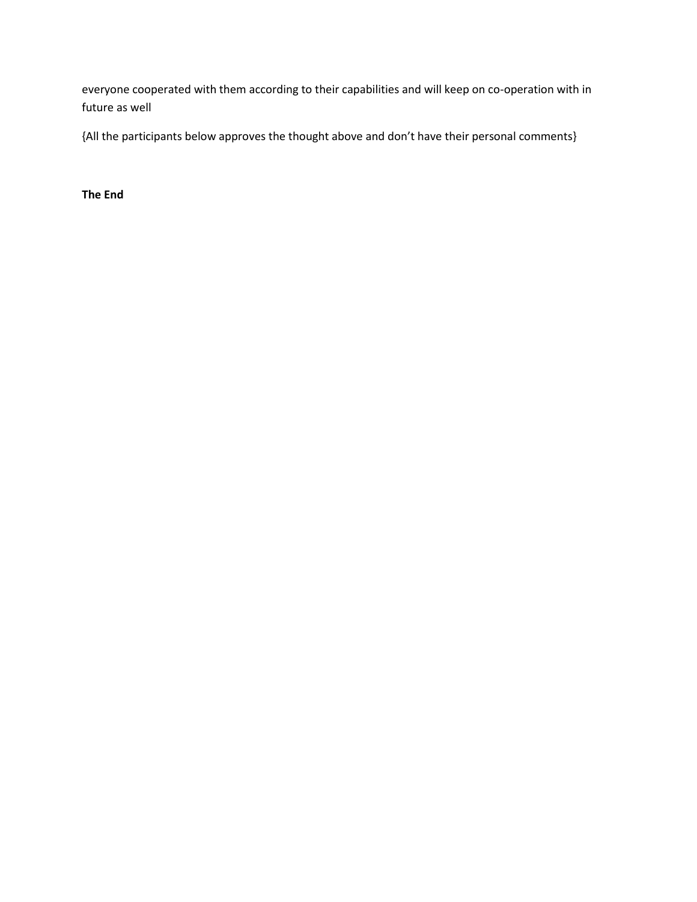everyone cooperated with them according to their capabilities and will keep on co-operation with in future as well

{All the participants below approves the thought above and don't have their personal comments}

**The End**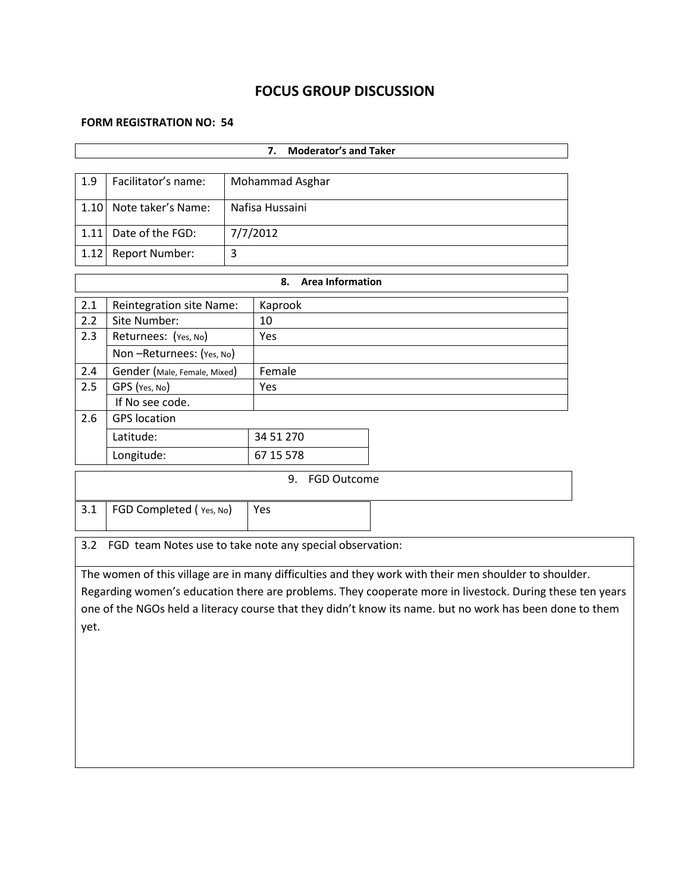# FOCUS GROUP DISCUSSION

**FORM REGISTRATION NO: 54**

| **7. Moderator's and Taker** | |
|---|---|

| | | |
|---|---|---|
| 1.9 | Facilitator's name: | Mohammad Asghar |
| 1.10 | Note taker's Name: | Nafisa Hussaini |
| 1.11 | Date of the FGD: | 7/7/2012 |
| 1.12 | Report Number: | 3 |

| **8. Area Information** | | |
|---|---|---|
| 2.1 | Reintegration site Name: | Kaprook |
| 2.2 | Site Number: | 10 |
| 2.3 | Returnees: (Yes, No) | Yes |
| | Non –Returnees: (Yes, No) | |
| 2.4 | Gender (Male, Female, Mixed) | Female |
| 2.5 | GPS (Yes, No) | Yes |
| | If No see code. | |
| 2.6 | GPS location | |
| | Latitude: | 34 51 270 |
| | Longitude: | 67 15 578 |

| 9. FGD Outcome | | |
|---|---|---|
| 3.1 | FGD Completed ( Yes, No) | Yes |

3.2 FGD team Notes use to take note any special observation:

The women of this village are in many difficulties and they work with their men shoulder to shoulder. Regarding women's education there are problems. They cooperate more in livestock. During these ten years one of the NGOs held a literacy course that they didn't know its name. but no work has been done to them yet.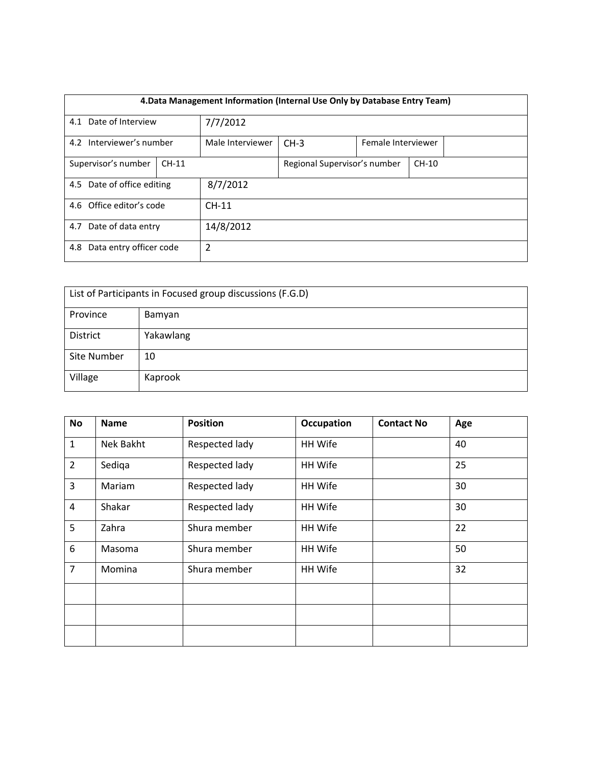| 4.Data Management Information (Internal Use Only by Database Entry Team) | | | | | |
|---|---|---|---|---|---|
| 4.1 Date of Interview | 7/7/2012 | | | | |
| 4.2 Interviewer's number | Male Interviewer | CH-3 | Female Interviewer | | |
| Supervisor's number | CH-11 | | Regional Supervisor's number | CH-10 | |
| 4.5 Date of office editing | 8/7/2012 | | | | |
| 4.6 Office editor's code | CH-11 | | | | |
| 4.7 Date of data entry | 14/8/2012 | | | | |
| 4.8 Data entry officer code | 2 | | | | |

| List of Participants in Focused group discussions (F.G.D) | |
|---|---|
| Province | Bamyan |
| District | Yakawlang |
| Site Number | 10 |
| Village | Kaprook |

| No | Name | Position | Occupation | Contact No | Age |
|---|---|---|---|---|---|
| 1 | Nek Bakht | Respected lady | HH Wife | | 40 |
| 2 | Sediqa | Respected lady | HH Wife | | 25 |
| 3 | Mariam | Respected lady | HH Wife | | 30 |
| 4 | Shakar | Respected lady | HH Wife | | 30 |
| 5 | Zahra | Shura member | HH Wife | | 22 |
| 6 | Masoma | Shura member | HH Wife | | 50 |
| 7 | Momina | Shura member | HH Wife | | 32 |
| | | | | | |
| | | | | | |
| | | | | | |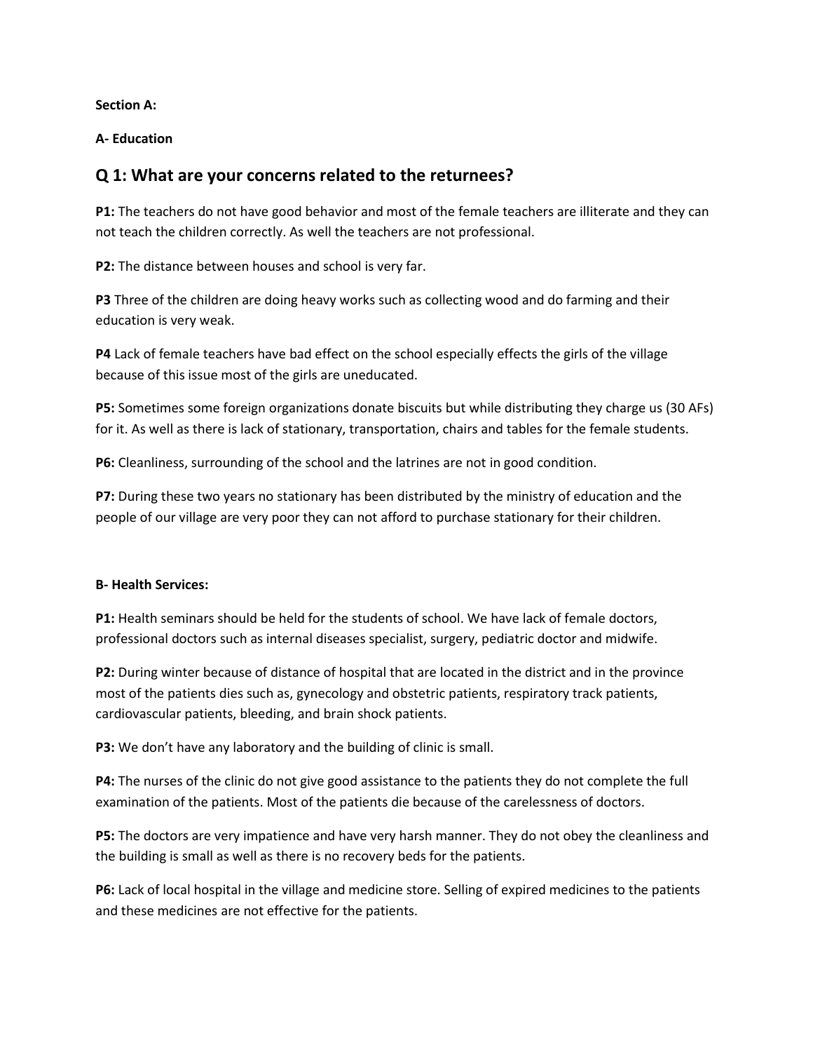**Section A:**

**A- Education**

## Q 1: What are your concerns related to the returnees?

**P1:** The teachers do not have good behavior and most of the female teachers are illiterate and they can not teach the children correctly. As well the teachers are not professional.

**P2:** The distance between houses and school is very far.

**P3** Three of the children are doing heavy works such as collecting wood and do farming and their education is very weak.

**P4** Lack of female teachers have bad effect on the school especially effects the girls of the village because of this issue most of the girls are uneducated.

**P5:** Sometimes some foreign organizations donate biscuits but while distributing they charge us (30 AFs) for it. As well as there is lack of stationary, transportation, chairs and tables for the female students.

**P6:** Cleanliness, surrounding of the school and the latrines are not in good condition.

**P7:** During these two years no stationary has been distributed by the ministry of education and the people of our village are very poor they can not afford to purchase stationary for their children.

**B- Health Services:**

**P1:** Health seminars should be held for the students of school. We have lack of female doctors, professional doctors such as internal diseases specialist, surgery, pediatric doctor and midwife.

**P2:** During winter because of distance of hospital that are located in the district and in the province most of the patients dies such as, gynecology and obstetric patients, respiratory track patients, cardiovascular patients, bleeding, and brain shock patients.

**P3:** We don't have any laboratory and the building of clinic is small.

**P4:** The nurses of the clinic do not give good assistance to the patients they do not complete the full examination of the patients. Most of the patients die because of the carelessness of doctors.

**P5:** The doctors are very impatience and have very harsh manner. They do not obey the cleanliness and the building is small as well as there is no recovery beds for the patients.

**P6:** Lack of local hospital in the village and medicine store. Selling of expired medicines to the patients and these medicines are not effective for the patients.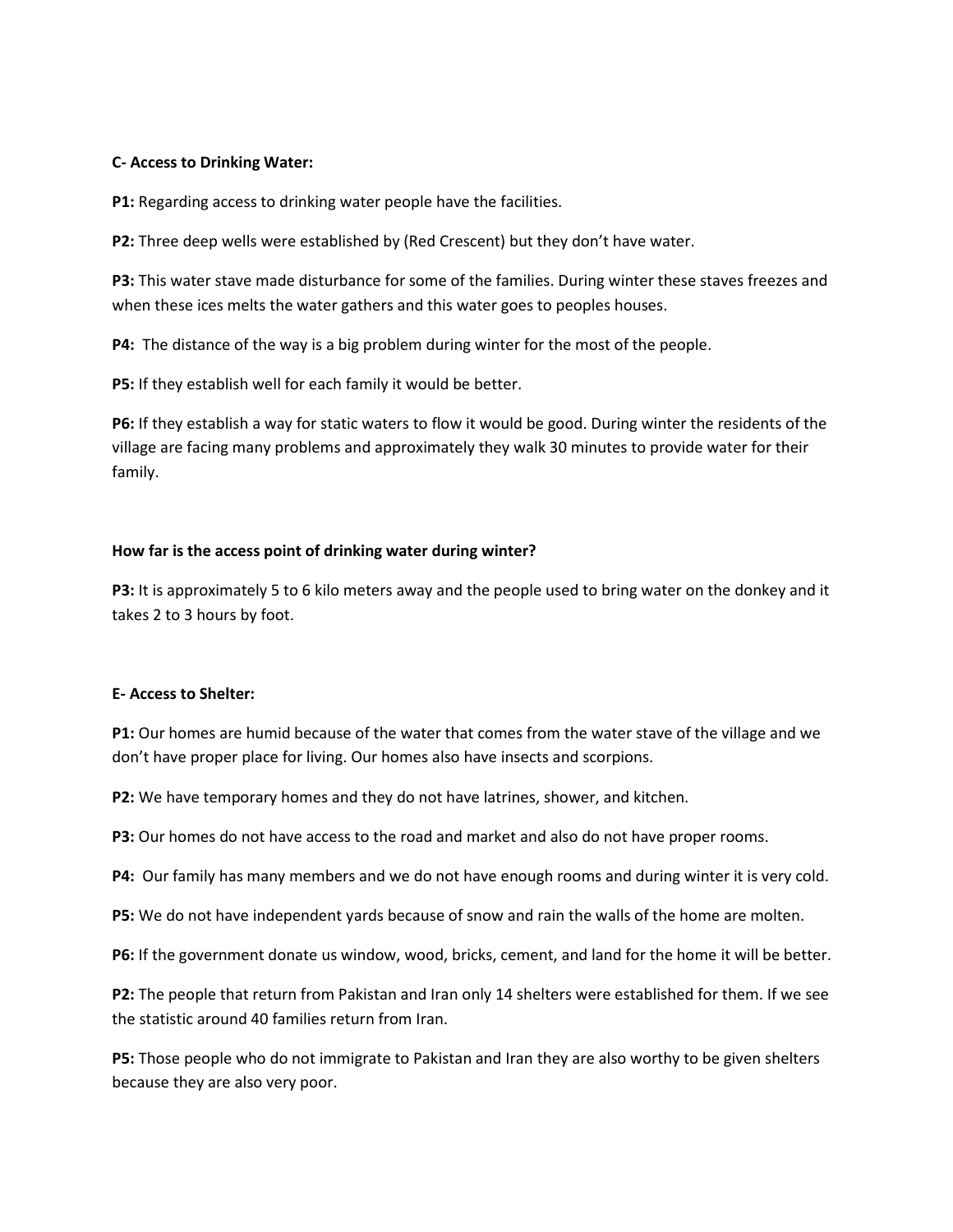**C- Access to Drinking Water:**

**P1:** Regarding access to drinking water people have the facilities.

**P2:** Three deep wells were established by (Red Crescent) but they don't have water.

**P3:** This water stave made disturbance for some of the families. During winter these staves freezes and when these ices melts the water gathers and this water goes to peoples houses.

**P4:** The distance of the way is a big problem during winter for the most of the people.

**P5:** If they establish well for each family it would be better.

**P6:** If they establish a way for static waters to flow it would be good. During winter the residents of the village are facing many problems and approximately they walk 30 minutes to provide water for their family.

**How far is the access point of drinking water during winter?**

**P3:** It is approximately 5 to 6 kilo meters away and the people used to bring water on the donkey and it takes 2 to 3 hours by foot.

**E- Access to Shelter:**

**P1:** Our homes are humid because of the water that comes from the water stave of the village and we don't have proper place for living. Our homes also have insects and scorpions.

**P2:** We have temporary homes and they do not have latrines, shower, and kitchen.

**P3:** Our homes do not have access to the road and market and also do not have proper rooms.

**P4:** Our family has many members and we do not have enough rooms and during winter it is very cold.

**P5:** We do not have independent yards because of snow and rain the walls of the home are molten.

**P6:** If the government donate us window, wood, bricks, cement, and land for the home it will be better.

**P2:** The people that return from Pakistan and Iran only 14 shelters were established for them. If we see the statistic around 40 families return from Iran.

**P5:** Those people who do not immigrate to Pakistan and Iran they are also worthy to be given shelters because they are also very poor.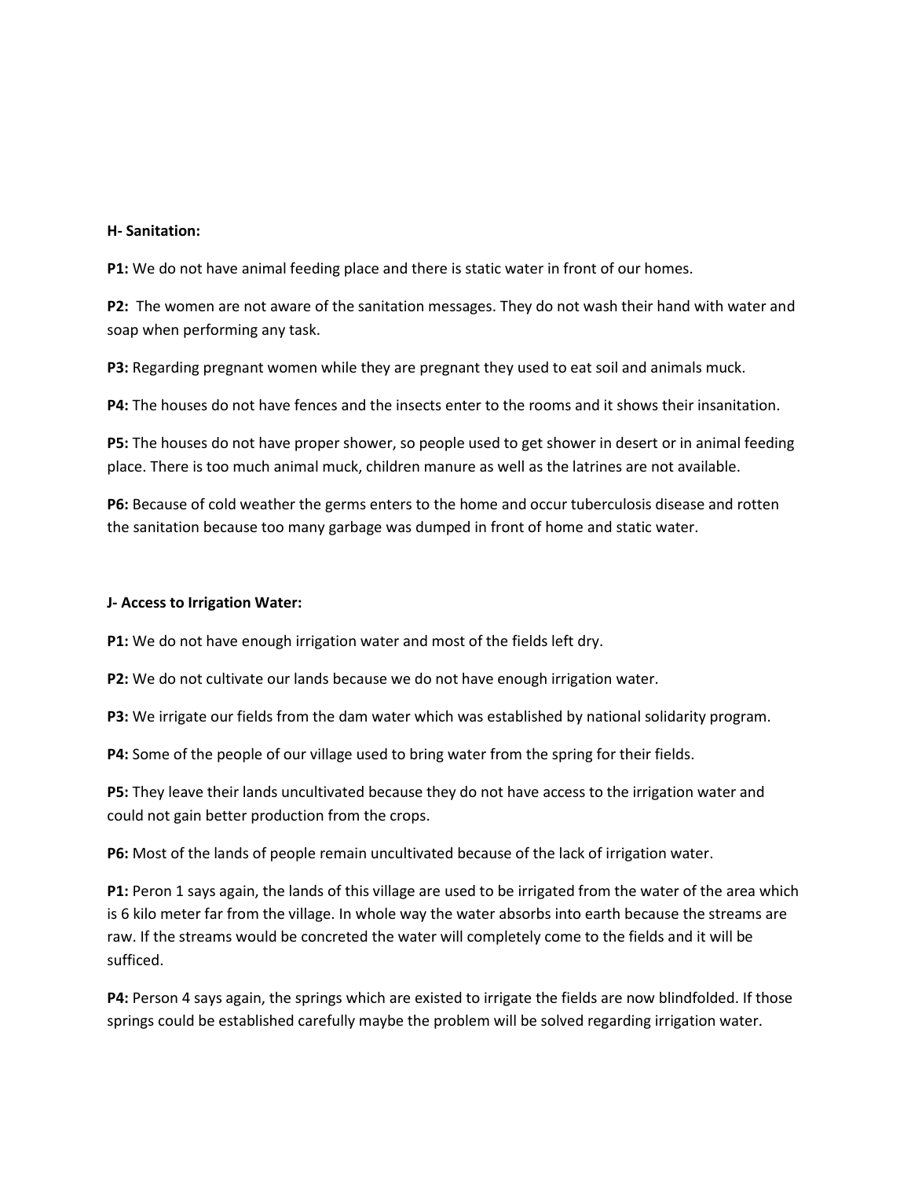**H- Sanitation:**

**P1:** We do not have animal feeding place and there is static water in front of our homes.

**P2:** The women are not aware of the sanitation messages. They do not wash their hand with water and soap when performing any task.

**P3:** Regarding pregnant women while they are pregnant they used to eat soil and animals muck.

**P4:** The houses do not have fences and the insects enter to the rooms and it shows their insanitation.

**P5:** The houses do not have proper shower, so people used to get shower in desert or in animal feeding place. There is too much animal muck, children manure as well as the latrines are not available.

**P6:** Because of cold weather the germs enters to the home and occur tuberculosis disease and rotten the sanitation because too many garbage was dumped in front of home and static water.

**J- Access to Irrigation Water:**

**P1:** We do not have enough irrigation water and most of the fields left dry.

**P2:** We do not cultivate our lands because we do not have enough irrigation water.

**P3:** We irrigate our fields from the dam water which was established by national solidarity program.

**P4:** Some of the people of our village used to bring water from the spring for their fields.

**P5:** They leave their lands uncultivated because they do not have access to the irrigation water and could not gain better production from the crops.

**P6:** Most of the lands of people remain uncultivated because of the lack of irrigation water.

**P1:** Peron 1 says again, the lands of this village are used to be irrigated from the water of the area which is 6 kilo meter far from the village. In whole way the water absorbs into earth because the streams are raw. If the streams would be concreted the water will completely come to the fields and it will be sufficed.

**P4:** Person 4 says again, the springs which are existed to irrigate the fields are now blindfolded. If those springs could be established carefully maybe the problem will be solved regarding irrigation water.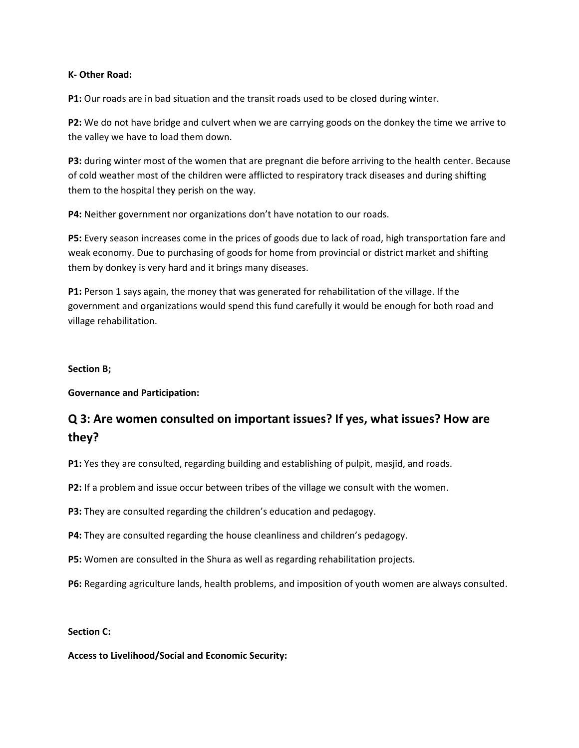**K- Other Road:**

**P1:** Our roads are in bad situation and the transit roads used to be closed during winter.

**P2:** We do not have bridge and culvert when we are carrying goods on the donkey the time we arrive to the valley we have to load them down.

**P3:** during winter most of the women that are pregnant die before arriving to the health center. Because of cold weather most of the children were afflicted to respiratory track diseases and during shifting them to the hospital they perish on the way.

**P4:** Neither government nor organizations don't have notation to our roads.

**P5:** Every season increases come in the prices of goods due to lack of road, high transportation fare and weak economy. Due to purchasing of goods for home from provincial or district market and shifting them by donkey is very hard and it brings many diseases.

**P1:** Person 1 says again, the money that was generated for rehabilitation of the village. If the government and organizations would spend this fund carefully it would be enough for both road and village rehabilitation.

**Section B;**

**Governance and Participation:**

## Q 3: Are women consulted on important issues? If yes, what issues? How are they?

**P1:** Yes they are consulted, regarding building and establishing of pulpit, masjid, and roads.

**P2:** If a problem and issue occur between tribes of the village we consult with the women.

**P3:** They are consulted regarding the children's education and pedagogy.

**P4:** They are consulted regarding the house cleanliness and children's pedagogy.

**P5:** Women are consulted in the Shura as well as regarding rehabilitation projects.

**P6:** Regarding agriculture lands, health problems, and imposition of youth women are always consulted.

**Section C:**

**Access to Livelihood/Social and Economic Security:**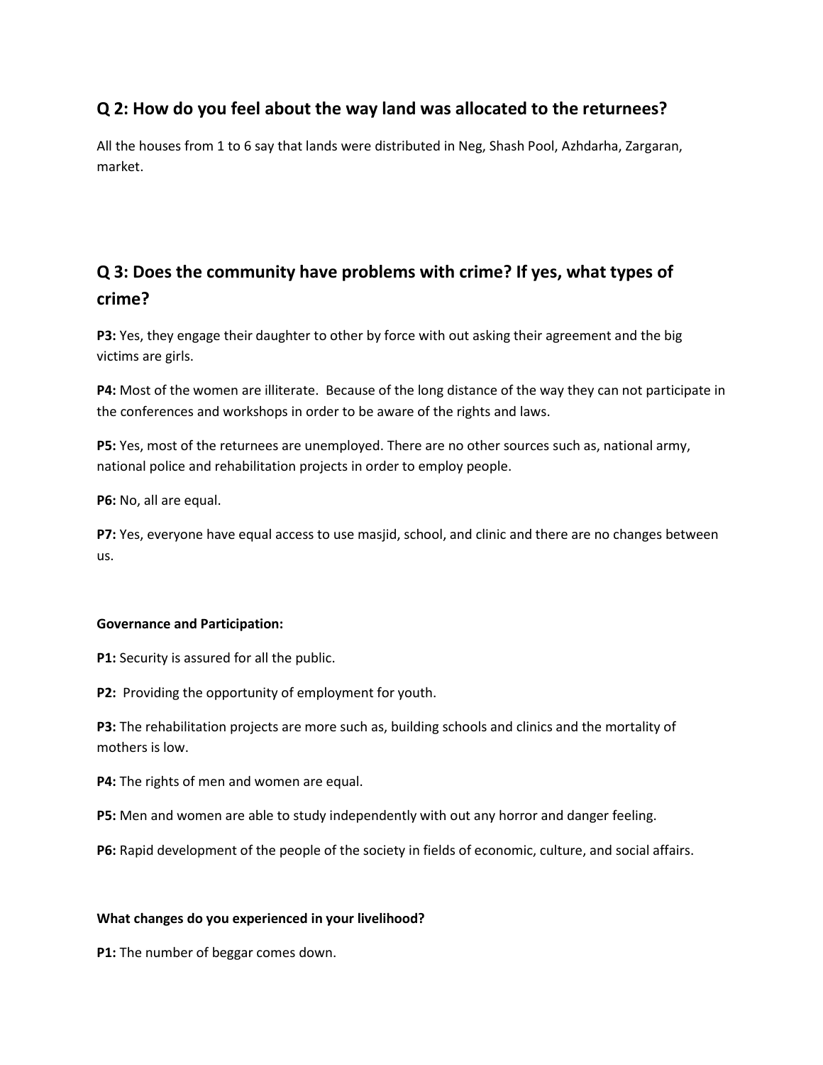## Q 2: How do you feel about the way land was allocated to the returnees?

All the houses from 1 to 6 say that lands were distributed in Neg, Shash Pool, Azhdarha, Zargaran, market.

## Q 3: Does the community have problems with crime? If yes, what types of crime?

**P3:** Yes, they engage their daughter to other by force with out asking their agreement and the big victims are girls.

**P4:** Most of the women are illiterate. Because of the long distance of the way they can not participate in the conferences and workshops in order to be aware of the rights and laws.

**P5:** Yes, most of the returnees are unemployed. There are no other sources such as, national army, national police and rehabilitation projects in order to employ people.

**P6:** No, all are equal.

**P7:** Yes, everyone have equal access to use masjid, school, and clinic and there are no changes between us.

**Governance and Participation:**

**P1:** Security is assured for all the public.

**P2:** Providing the opportunity of employment for youth.

**P3:** The rehabilitation projects are more such as, building schools and clinics and the mortality of mothers is low.

**P4:** The rights of men and women are equal.

**P5:** Men and women are able to study independently with out any horror and danger feeling.

**P6:** Rapid development of the people of the society in fields of economic, culture, and social affairs.

**What changes do you experienced in your livelihood?**

**P1:** The number of beggar comes down.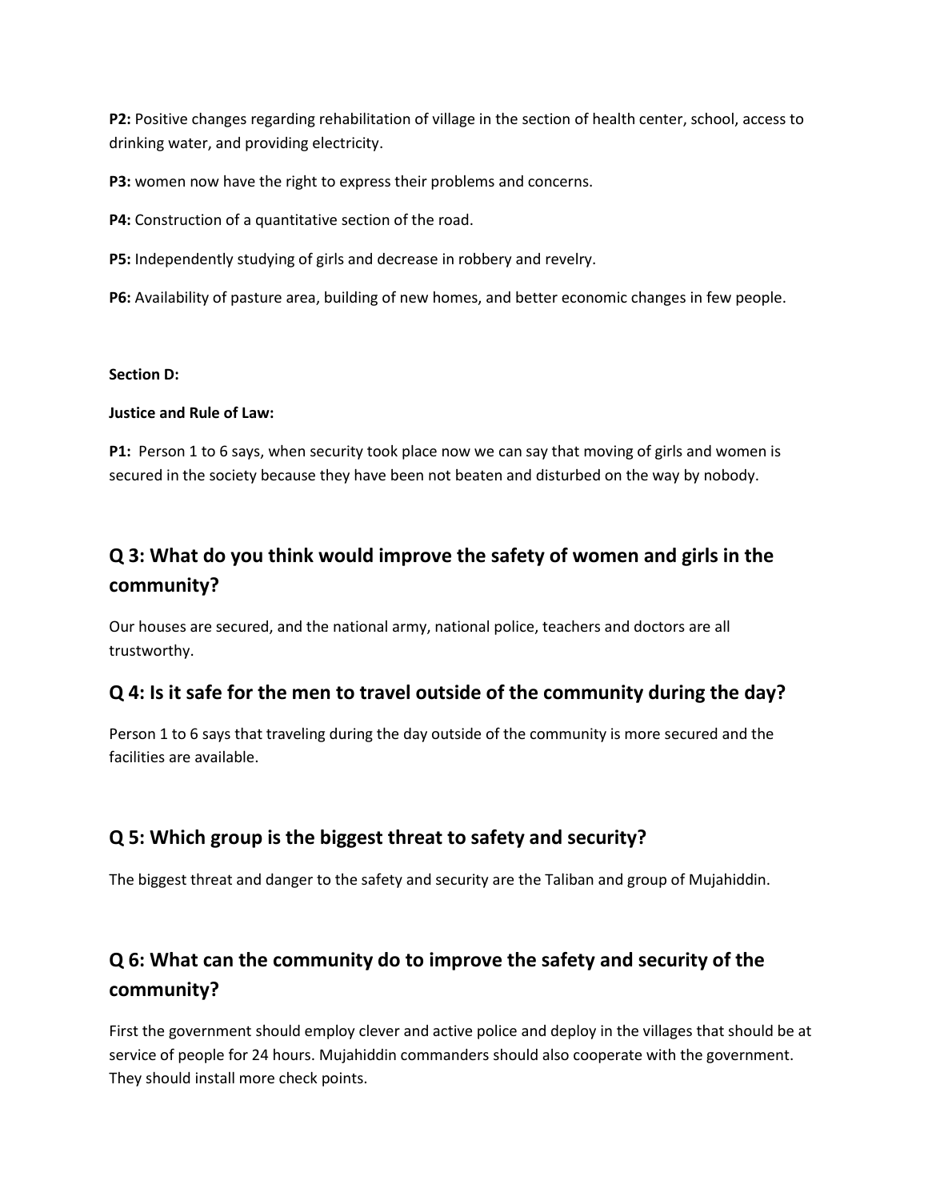**P2:** Positive changes regarding rehabilitation of village in the section of health center, school, access to drinking water, and providing electricity.

**P3:** women now have the right to express their problems and concerns.

**P4:** Construction of a quantitative section of the road.

**P5:** Independently studying of girls and decrease in robbery and revelry.

**P6:** Availability of pasture area, building of new homes, and better economic changes in few people.

**Section D:**

**Justice and Rule of Law:**

**P1:** Person 1 to 6 says, when security took place now we can say that moving of girls and women is secured in the society because they have been not beaten and disturbed on the way by nobody.

## Q 3: What do you think would improve the safety of women and girls in the community?

Our houses are secured, and the national army, national police, teachers and doctors are all trustworthy.

## Q 4: Is it safe for the men to travel outside of the community during the day?

Person 1 to 6 says that traveling during the day outside of the community is more secured and the facilities are available.

## Q 5: Which group is the biggest threat to safety and security?

The biggest threat and danger to the safety and security are the Taliban and group of Mujahiddin.

## Q 6: What can the community do to improve the safety and security of the community?

First the government should employ clever and active police and deploy in the villages that should be at service of people for 24 hours. Mujahiddin commanders should also cooperate with the government. They should install more check points.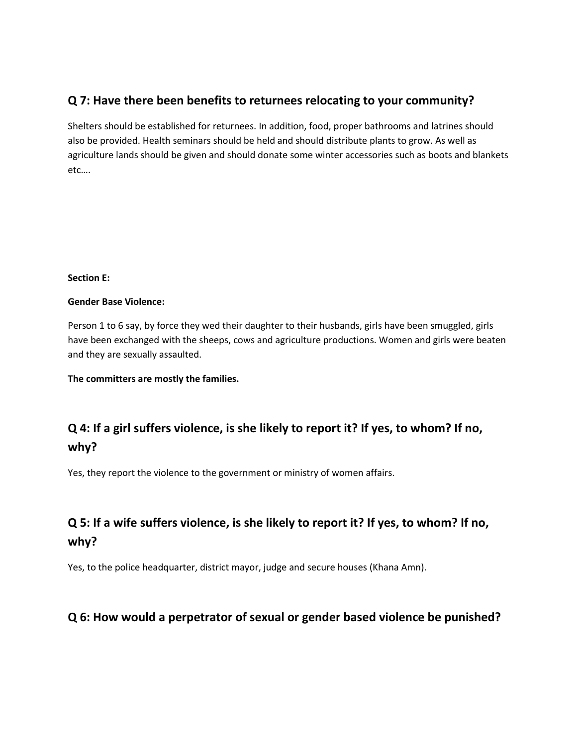## Q 7: Have there been benefits to returnees relocating to your community?

Shelters should be established for returnees. In addition, food, proper bathrooms and latrines should also be provided. Health seminars should be held and should distribute plants to grow. As well as agriculture lands should be given and should donate some winter accessories such as boots and blankets etc….

**Section E:**

**Gender Base Violence:**

Person 1 to 6 say, by force they wed their daughter to their husbands, girls have been smuggled, girls have been exchanged with the sheeps, cows and agriculture productions. Women and girls were beaten and they are sexually assaulted.

**The committers are mostly the families.**

## Q 4: If a girl suffers violence, is she likely to report it? If yes, to whom? If no, why?

Yes, they report the violence to the government or ministry of women affairs.

## Q 5: If a wife suffers violence, is she likely to report it? If yes, to whom? If no, why?

Yes, to the police headquarter, district mayor, judge and secure houses (Khana Amn).

## Q 6: How would a perpetrator of sexual or gender based violence be punished?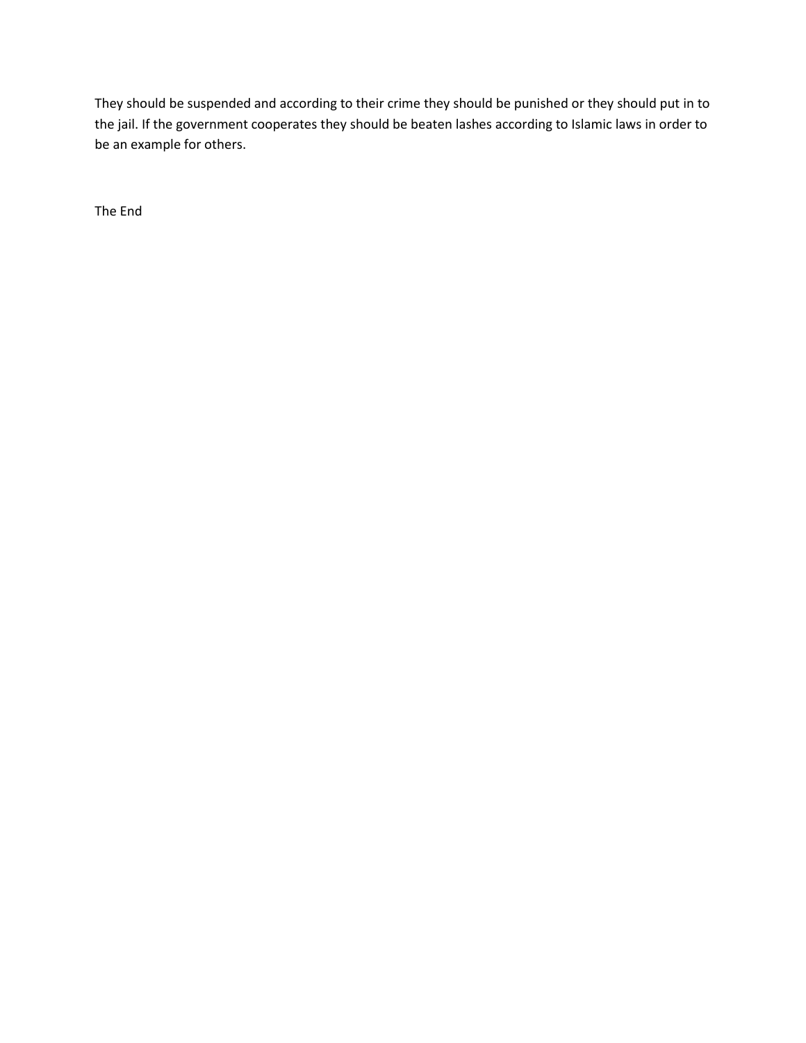They should be suspended and according to their crime they should be punished or they should put in to the jail. If the government cooperates they should be beaten lashes according to Islamic laws in order to be an example for others.

The End